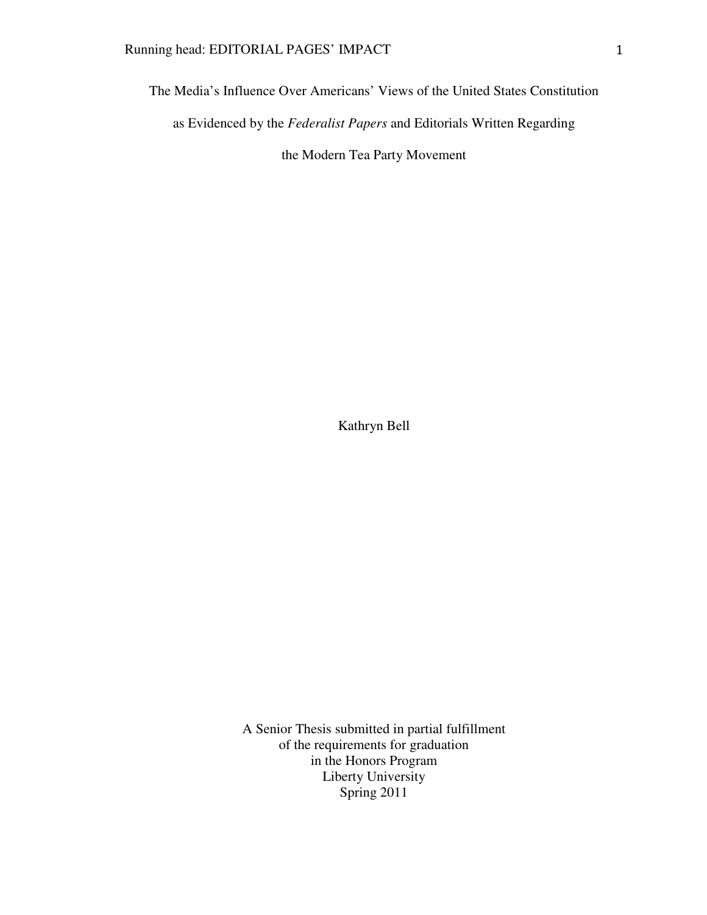# The Media's Influence Over Americans' Views of the United States Constitution as Evidenced by the *Federalist Papers* and Editorials Written Regarding the Modern Tea Party Movement

Kathryn Bell

A Senior Thesis submitted in partial fulfillment
of the requirements for graduation
in the Honors Program
Liberty University
Spring 2011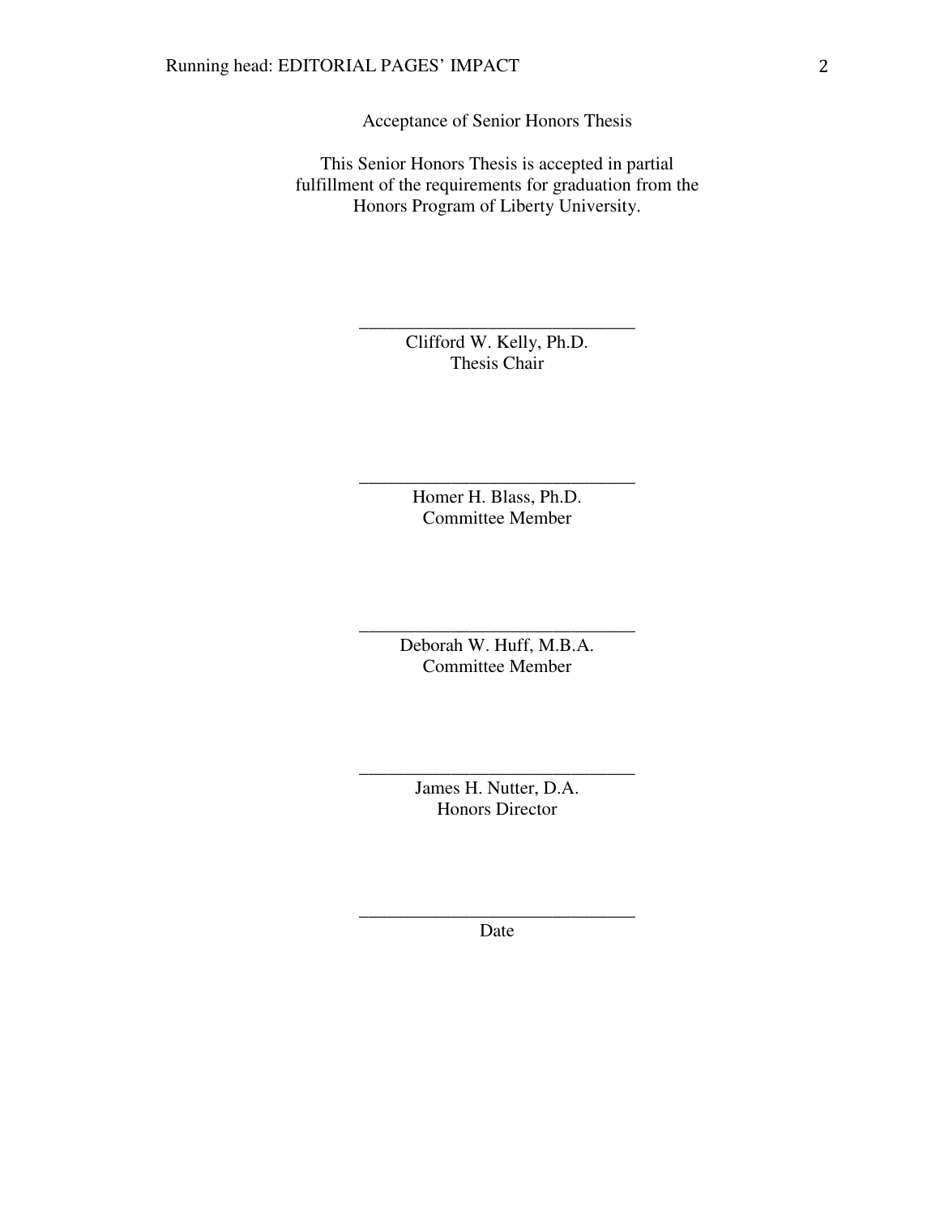Acceptance of Senior Honors Thesis

This Senior Honors Thesis is accepted in partial fulfillment of the requirements for graduation from the Honors Program of Liberty University.

______________________________
Clifford W. Kelly, Ph.D.
Thesis Chair

______________________________
Homer H. Blass, Ph.D.
Committee Member

______________________________
Deborah W. Huff, M.B.A.
Committee Member

______________________________
James H. Nutter, D.A.
Honors Director

______________________________
Date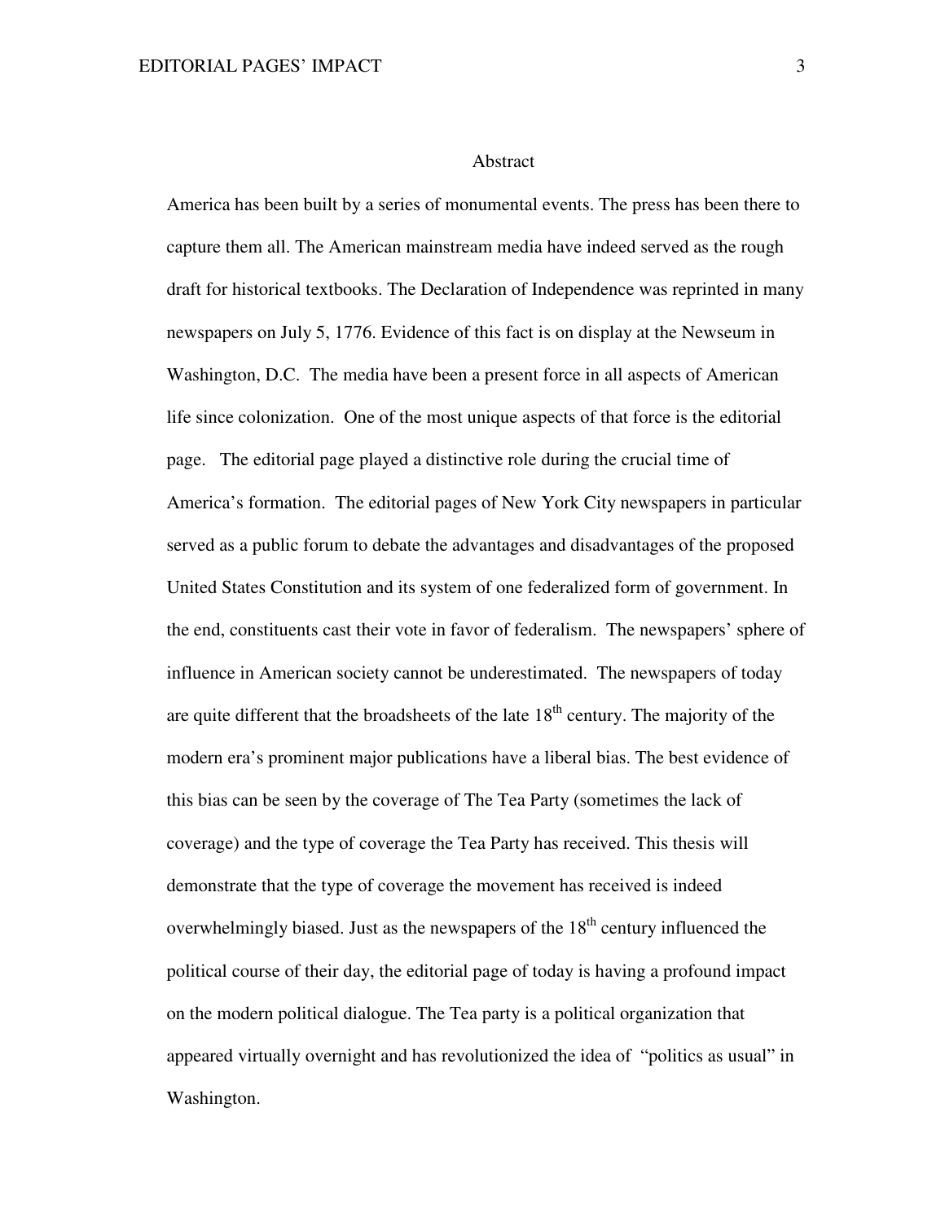# Abstract

America has been built by a series of monumental events. The press has been there to capture them all. The American mainstream media have indeed served as the rough draft for historical textbooks. The Declaration of Independence was reprinted in many newspapers on July 5, 1776. Evidence of this fact is on display at the Newseum in Washington, D.C. The media have been a present force in all aspects of American life since colonization. One of the most unique aspects of that force is the editorial page. The editorial page played a distinctive role during the crucial time of America's formation. The editorial pages of New York City newspapers in particular served as a public forum to debate the advantages and disadvantages of the proposed United States Constitution and its system of one federalized form of government. In the end, constituents cast their vote in favor of federalism. The newspapers' sphere of influence in American society cannot be underestimated. The newspapers of today are quite different that the broadsheets of the late 18th century. The majority of the modern era's prominent major publications have a liberal bias. The best evidence of this bias can be seen by the coverage of The Tea Party (sometimes the lack of coverage) and the type of coverage the Tea Party has received. This thesis will demonstrate that the type of coverage the movement has received is indeed overwhelmingly biased. Just as the newspapers of the 18th century influenced the political course of their day, the editorial page of today is having a profound impact on the modern political dialogue. The Tea party is a political organization that appeared virtually overnight and has revolutionized the idea of "politics as usual" in Washington.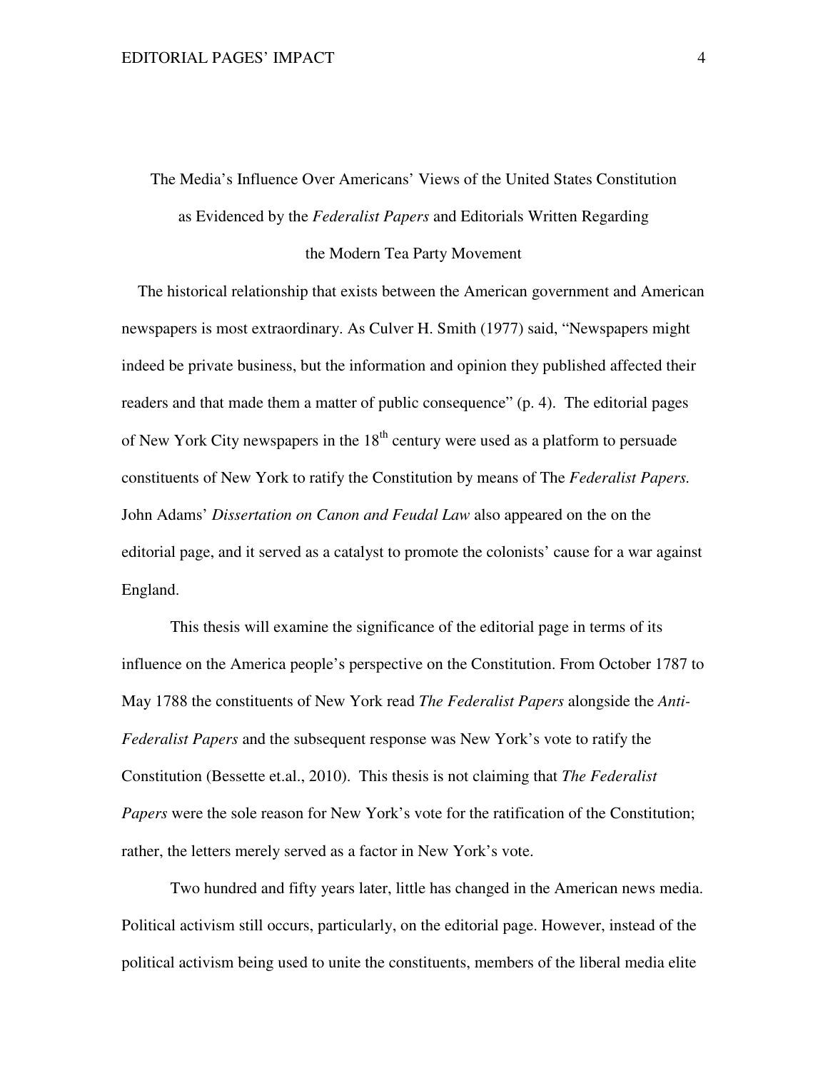# The Media's Influence Over Americans' Views of the United States Constitution as Evidenced by the *Federalist Papers* and Editorials Written Regarding the Modern Tea Party Movement

The historical relationship that exists between the American government and American newspapers is most extraordinary. As Culver H. Smith (1977) said, "Newspapers might indeed be private business, but the information and opinion they published affected their readers and that made them a matter of public consequence" (p. 4). The editorial pages of New York City newspapers in the 18th century were used as a platform to persuade constituents of New York to ratify the Constitution by means of The *Federalist Papers.* John Adams' *Dissertation on Canon and Feudal Law* also appeared on the on the editorial page, and it served as a catalyst to promote the colonists' cause for a war against England.

This thesis will examine the significance of the editorial page in terms of its influence on the America people's perspective on the Constitution. From October 1787 to May 1788 the constituents of New York read *The Federalist Papers* alongside the *Anti-Federalist Papers* and the subsequent response was New York's vote to ratify the Constitution (Bessette et.al., 2010). This thesis is not claiming that *The Federalist Papers* were the sole reason for New York's vote for the ratification of the Constitution; rather, the letters merely served as a factor in New York's vote.

Two hundred and fifty years later, little has changed in the American news media. Political activism still occurs, particularly, on the editorial page. However, instead of the political activism being used to unite the constituents, members of the liberal media elite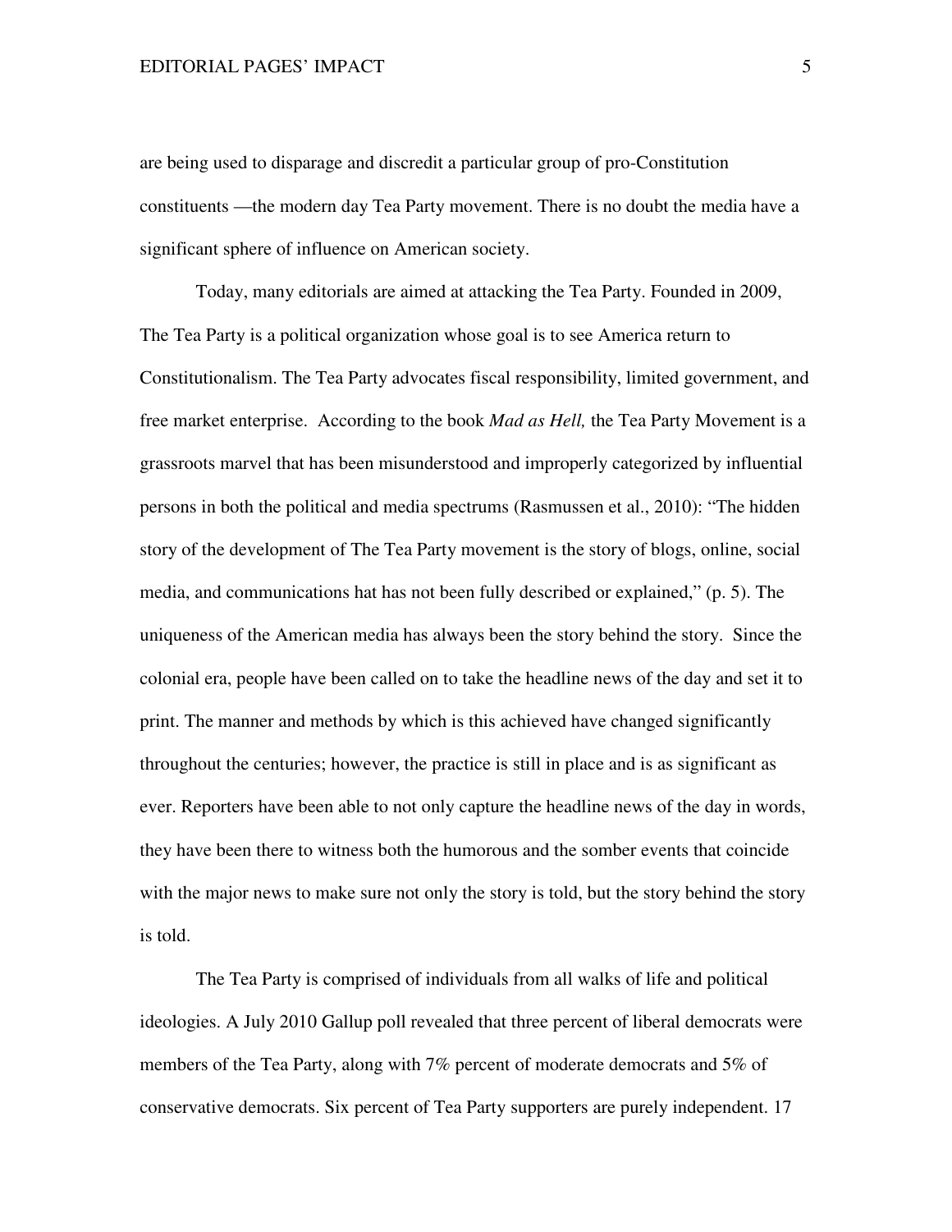are being used to disparage and discredit a particular group of pro-Constitution constituents —the modern day Tea Party movement. There is no doubt the media have a significant sphere of influence on American society.

Today, many editorials are aimed at attacking the Tea Party. Founded in 2009, The Tea Party is a political organization whose goal is to see America return to Constitutionalism. The Tea Party advocates fiscal responsibility, limited government, and free market enterprise. According to the book *Mad as Hell,* the Tea Party Movement is a grassroots marvel that has been misunderstood and improperly categorized by influential persons in both the political and media spectrums (Rasmussen et al., 2010): "The hidden story of the development of The Tea Party movement is the story of blogs, online, social media, and communications hat has not been fully described or explained," (p. 5). The uniqueness of the American media has always been the story behind the story. Since the colonial era, people have been called on to take the headline news of the day and set it to print. The manner and methods by which is this achieved have changed significantly throughout the centuries; however, the practice is still in place and is as significant as ever. Reporters have been able to not only capture the headline news of the day in words, they have been there to witness both the humorous and the somber events that coincide with the major news to make sure not only the story is told, but the story behind the story is told.

The Tea Party is comprised of individuals from all walks of life and political ideologies. A July 2010 Gallup poll revealed that three percent of liberal democrats were members of the Tea Party, along with 7% percent of moderate democrats and 5% of conservative democrats. Six percent of Tea Party supporters are purely independent. 17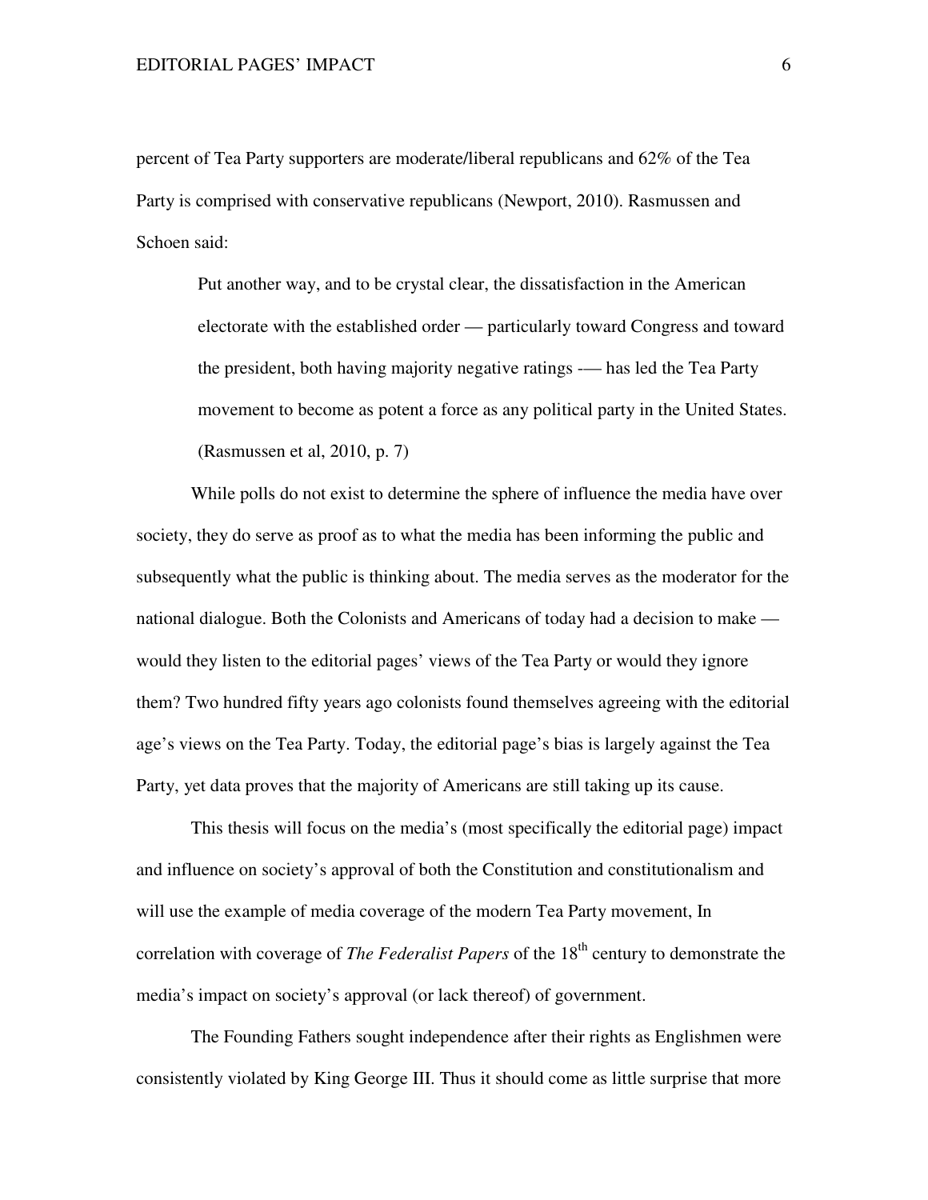percent of Tea Party supporters are moderate/liberal republicans and 62% of the Tea Party is comprised with conservative republicans (Newport, 2010). Rasmussen and Schoen said:

> Put another way, and to be crystal clear, the dissatisfaction in the American electorate with the established order — particularly toward Congress and toward the president, both having majority negative ratings -— has led the Tea Party movement to become as potent a force as any political party in the United States. (Rasmussen et al, 2010, p. 7)

While polls do not exist to determine the sphere of influence the media have over society, they do serve as proof as to what the media has been informing the public and subsequently what the public is thinking about. The media serves as the moderator for the national dialogue. Both the Colonists and Americans of today had a decision to make — would they listen to the editorial pages' views of the Tea Party or would they ignore them? Two hundred fifty years ago colonists found themselves agreeing with the editorial age's views on the Tea Party. Today, the editorial page's bias is largely against the Tea Party, yet data proves that the majority of Americans are still taking up its cause.

This thesis will focus on the media's (most specifically the editorial page) impact and influence on society's approval of both the Constitution and constitutionalism and will use the example of media coverage of the modern Tea Party movement, In correlation with coverage of *The Federalist Papers* of the 18th century to demonstrate the media's impact on society's approval (or lack thereof) of government.

The Founding Fathers sought independence after their rights as Englishmen were consistently violated by King George III. Thus it should come as little surprise that more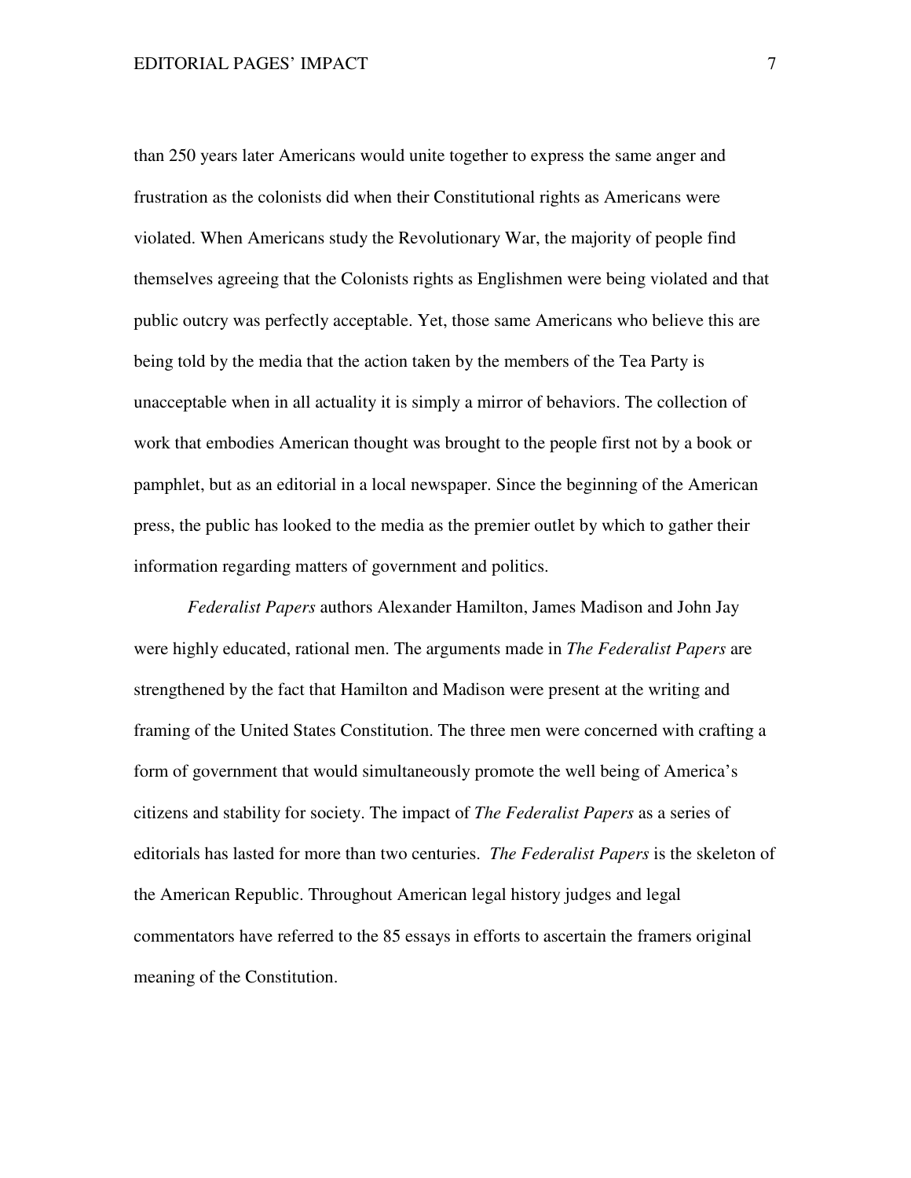than 250 years later Americans would unite together to express the same anger and frustration as the colonists did when their Constitutional rights as Americans were violated. When Americans study the Revolutionary War, the majority of people find themselves agreeing that the Colonists rights as Englishmen were being violated and that public outcry was perfectly acceptable. Yet, those same Americans who believe this are being told by the media that the action taken by the members of the Tea Party is unacceptable when in all actuality it is simply a mirror of behaviors. The collection of work that embodies American thought was brought to the people first not by a book or pamphlet, but as an editorial in a local newspaper. Since the beginning of the American press, the public has looked to the media as the premier outlet by which to gather their information regarding matters of government and politics.

*Federalist Papers* authors Alexander Hamilton, James Madison and John Jay were highly educated, rational men. The arguments made in *The Federalist Papers* are strengthened by the fact that Hamilton and Madison were present at the writing and framing of the United States Constitution. The three men were concerned with crafting a form of government that would simultaneously promote the well being of America's citizens and stability for society. The impact of *The Federalist Papers* as a series of editorials has lasted for more than two centuries. *The Federalist Papers* is the skeleton of the American Republic. Throughout American legal history judges and legal commentators have referred to the 85 essays in efforts to ascertain the framers original meaning of the Constitution.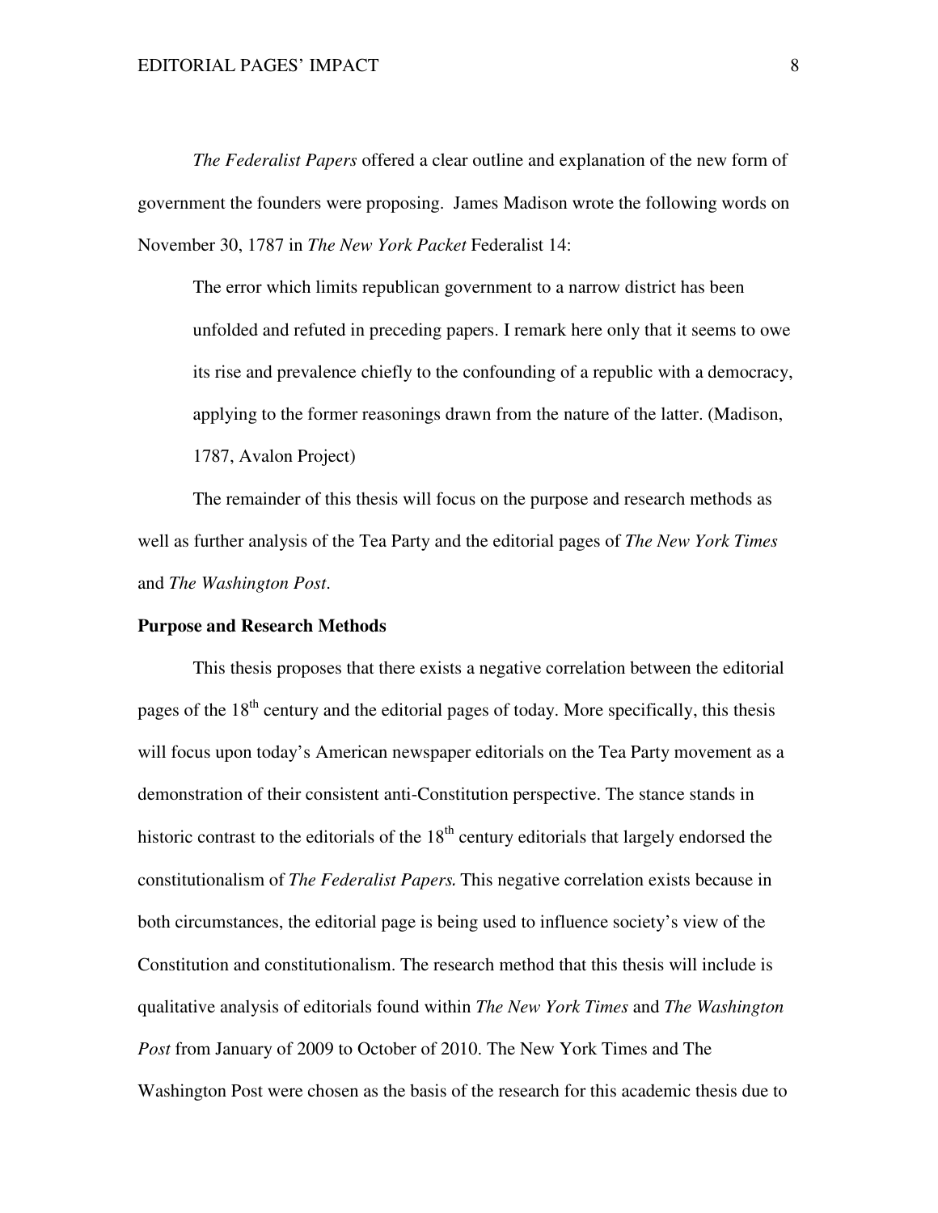*The Federalist Papers* offered a clear outline and explanation of the new form of government the founders were proposing. James Madison wrote the following words on November 30, 1787 in *The New York Packet* Federalist 14:

> The error which limits republican government to a narrow district has been unfolded and refuted in preceding papers. I remark here only that it seems to owe its rise and prevalence chiefly to the confounding of a republic with a democracy, applying to the former reasonings drawn from the nature of the latter. (Madison, 1787, Avalon Project)

The remainder of this thesis will focus on the purpose and research methods as well as further analysis of the Tea Party and the editorial pages of *The New York Times* and *The Washington Post*.

**Purpose and Research Methods**

This thesis proposes that there exists a negative correlation between the editorial pages of the 18th century and the editorial pages of today. More specifically, this thesis will focus upon today's American newspaper editorials on the Tea Party movement as a demonstration of their consistent anti-Constitution perspective. The stance stands in historic contrast to the editorials of the 18th century editorials that largely endorsed the constitutionalism of *The Federalist Papers.* This negative correlation exists because in both circumstances, the editorial page is being used to influence society's view of the Constitution and constitutionalism. The research method that this thesis will include is qualitative analysis of editorials found within *The New York Times* and *The Washington Post* from January of 2009 to October of 2010. The New York Times and The Washington Post were chosen as the basis of the research for this academic thesis due to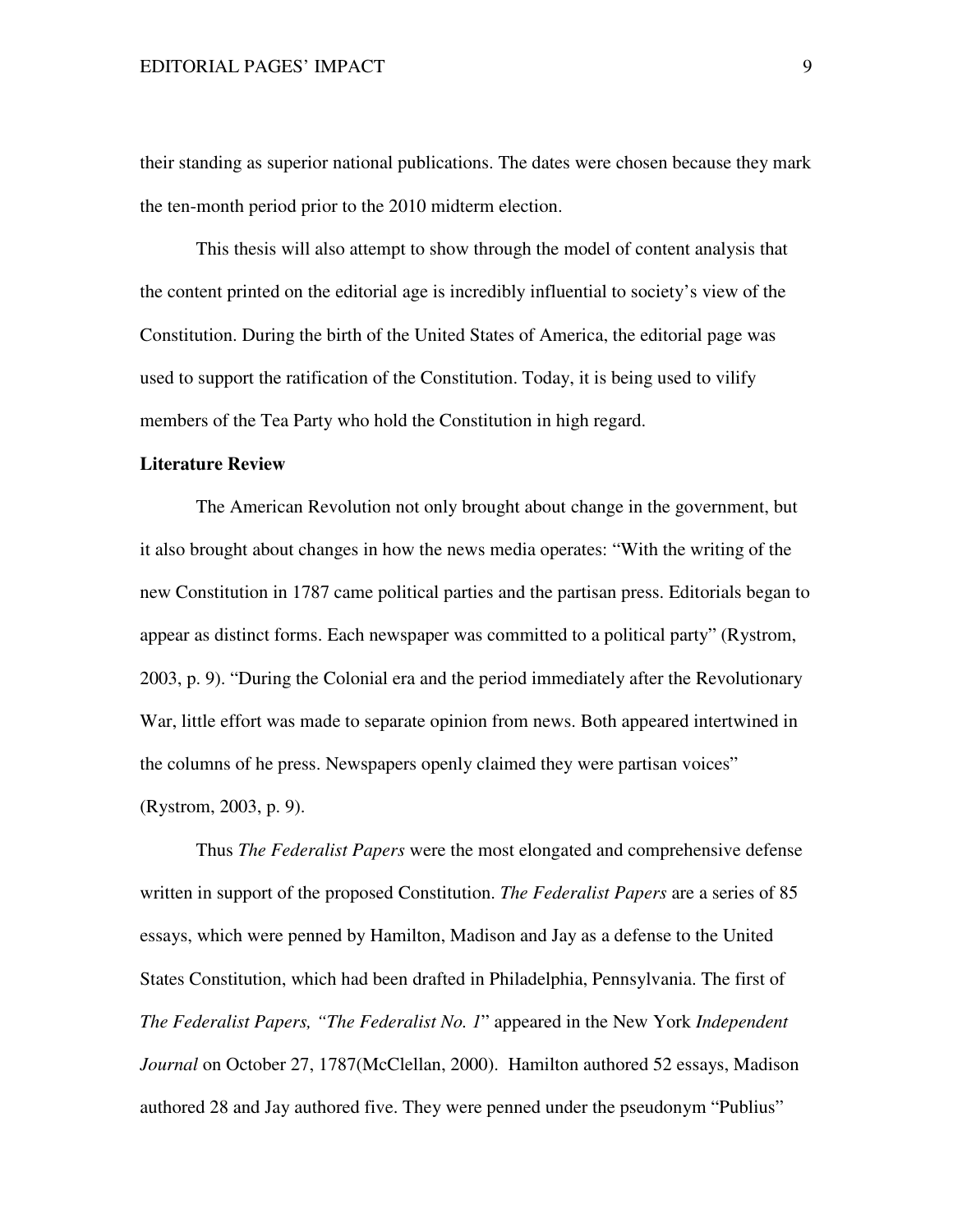their standing as superior national publications. The dates were chosen because they mark the ten-month period prior to the 2010 midterm election.

This thesis will also attempt to show through the model of content analysis that the content printed on the editorial age is incredibly influential to society's view of the Constitution. During the birth of the United States of America, the editorial page was used to support the ratification of the Constitution. Today, it is being used to vilify members of the Tea Party who hold the Constitution in high regard.

**Literature Review**

The American Revolution not only brought about change in the government, but it also brought about changes in how the news media operates: "With the writing of the new Constitution in 1787 came political parties and the partisan press. Editorials began to appear as distinct forms. Each newspaper was committed to a political party" (Rystrom, 2003, p. 9). "During the Colonial era and the period immediately after the Revolutionary War, little effort was made to separate opinion from news. Both appeared intertwined in the columns of he press. Newspapers openly claimed they were partisan voices" (Rystrom, 2003, p. 9).

Thus *The Federalist Papers* were the most elongated and comprehensive defense written in support of the proposed Constitution. *The Federalist Papers* are a series of 85 essays, which were penned by Hamilton, Madison and Jay as a defense to the United States Constitution, which had been drafted in Philadelphia, Pennsylvania. The first of *The Federalist Papers, "The Federalist No. 1*" appeared in the New York *Independent Journal* on October 27, 1787(McClellan, 2000). Hamilton authored 52 essays, Madison authored 28 and Jay authored five. They were penned under the pseudonym "Publius"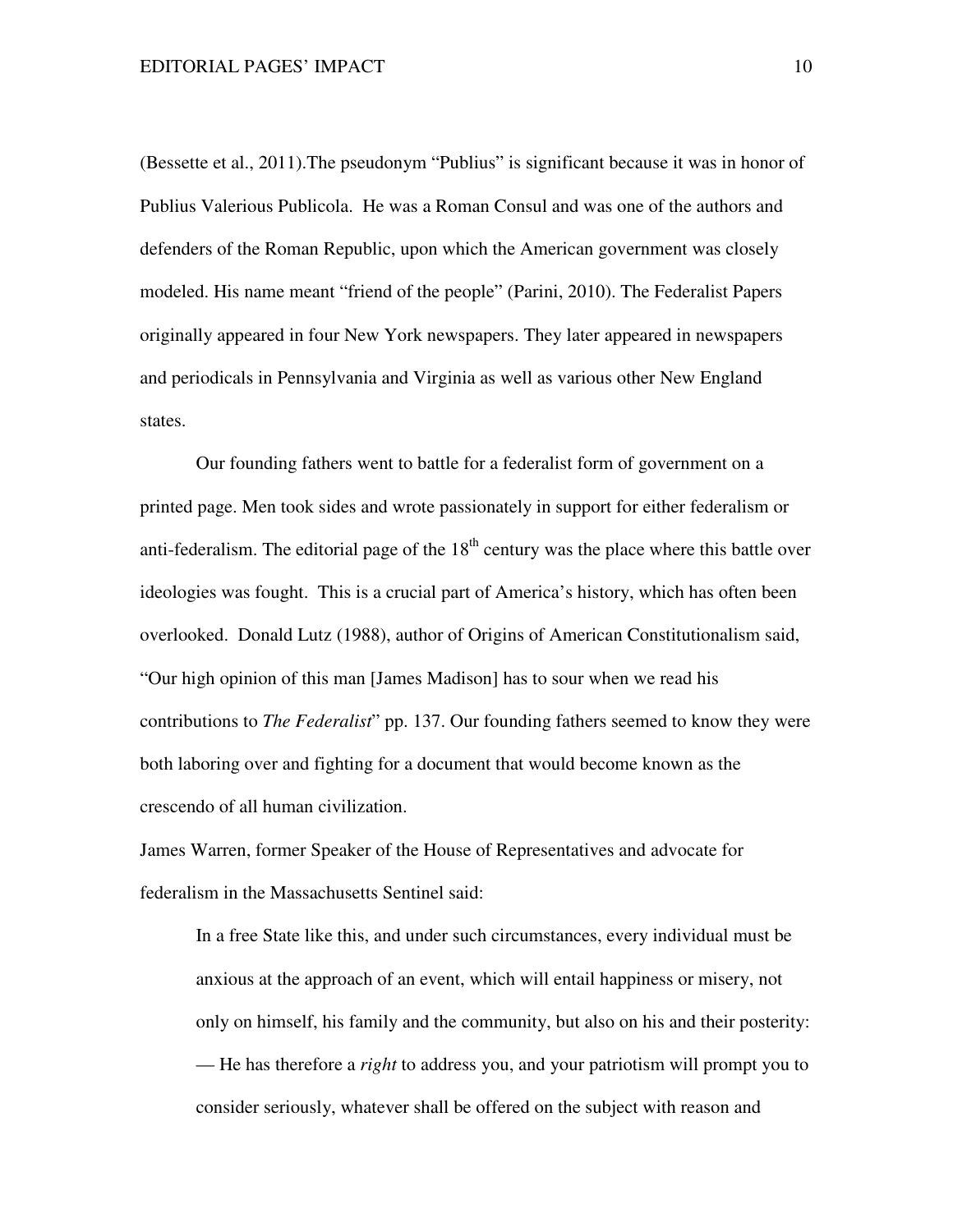(Bessette et al., 2011).The pseudonym "Publius" is significant because it was in honor of Publius Valerious Publicola. He was a Roman Consul and was one of the authors and defenders of the Roman Republic, upon which the American government was closely modeled. His name meant "friend of the people" (Parini, 2010). The Federalist Papers originally appeared in four New York newspapers. They later appeared in newspapers and periodicals in Pennsylvania and Virginia as well as various other New England states.

Our founding fathers went to battle for a federalist form of government on a printed page. Men took sides and wrote passionately in support for either federalism or anti-federalism. The editorial page of the 18th century was the place where this battle over ideologies was fought. This is a crucial part of America's history, which has often been overlooked. Donald Lutz (1988), author of Origins of American Constitutionalism said, "Our high opinion of this man [James Madison] has to sour when we read his contributions to *The Federalist*" pp. 137. Our founding fathers seemed to know they were both laboring over and fighting for a document that would become known as the crescendo of all human civilization.

James Warren, former Speaker of the House of Representatives and advocate for federalism in the Massachusetts Sentinel said:

> In a free State like this, and under such circumstances, every individual must be anxious at the approach of an event, which will entail happiness or misery, not only on himself, his family and the community, but also on his and their posterity: — He has therefore a *right* to address you, and your patriotism will prompt you to consider seriously, whatever shall be offered on the subject with reason and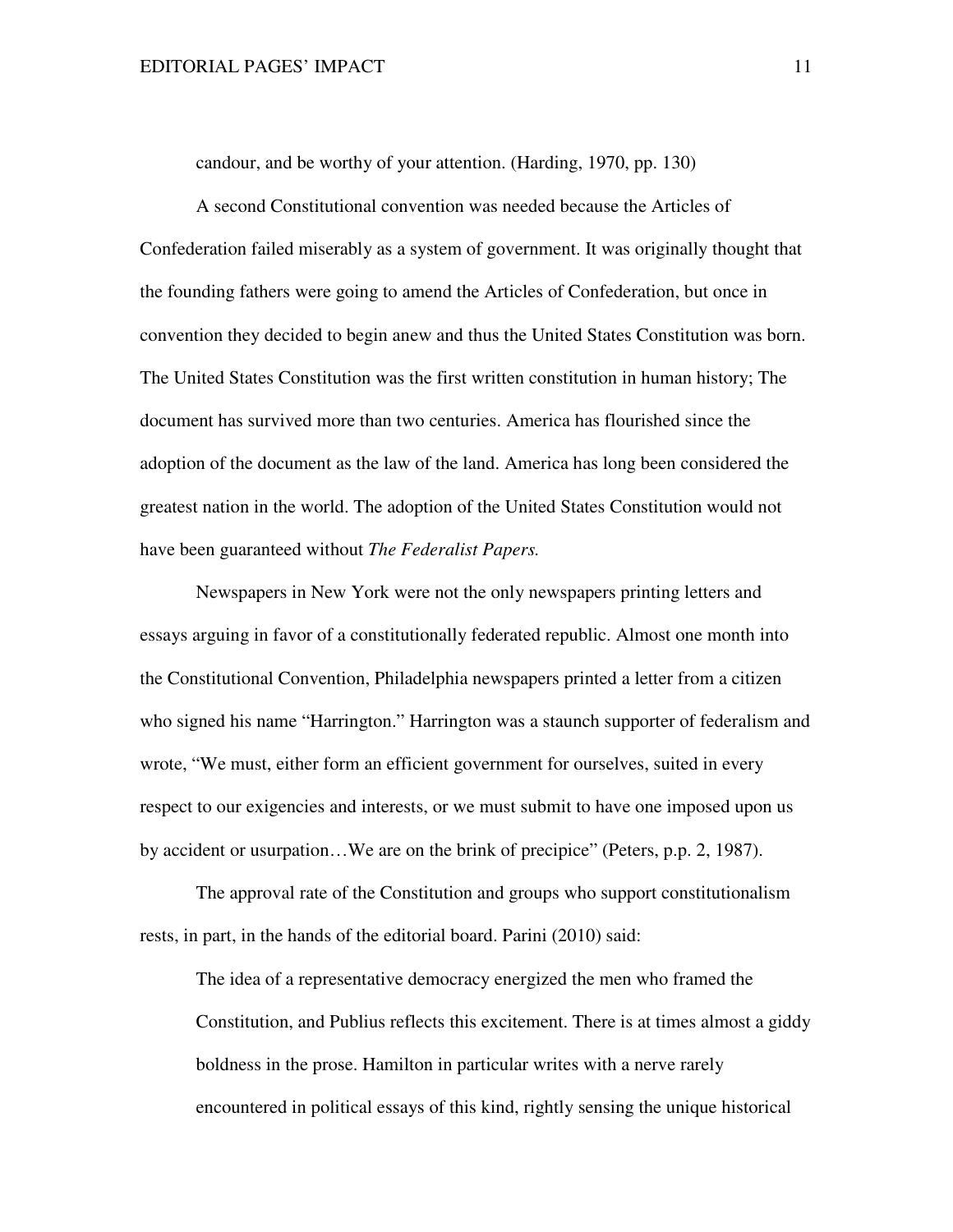candour, and be worthy of your attention. (Harding, 1970, pp. 130)

A second Constitutional convention was needed because the Articles of Confederation failed miserably as a system of government. It was originally thought that the founding fathers were going to amend the Articles of Confederation, but once in convention they decided to begin anew and thus the United States Constitution was born. The United States Constitution was the first written constitution in human history; The document has survived more than two centuries. America has flourished since the adoption of the document as the law of the land. America has long been considered the greatest nation in the world. The adoption of the United States Constitution would not have been guaranteed without *The Federalist Papers.*

Newspapers in New York were not the only newspapers printing letters and essays arguing in favor of a constitutionally federated republic. Almost one month into the Constitutional Convention, Philadelphia newspapers printed a letter from a citizen who signed his name "Harrington." Harrington was a staunch supporter of federalism and wrote, "We must, either form an efficient government for ourselves, suited in every respect to our exigencies and interests, or we must submit to have one imposed upon us by accident or usurpation…We are on the brink of precipice" (Peters, p.p. 2, 1987).

The approval rate of the Constitution and groups who support constitutionalism rests, in part, in the hands of the editorial board. Parini (2010) said:

> The idea of a representative democracy energized the men who framed the Constitution, and Publius reflects this excitement. There is at times almost a giddy boldness in the prose. Hamilton in particular writes with a nerve rarely encountered in political essays of this kind, rightly sensing the unique historical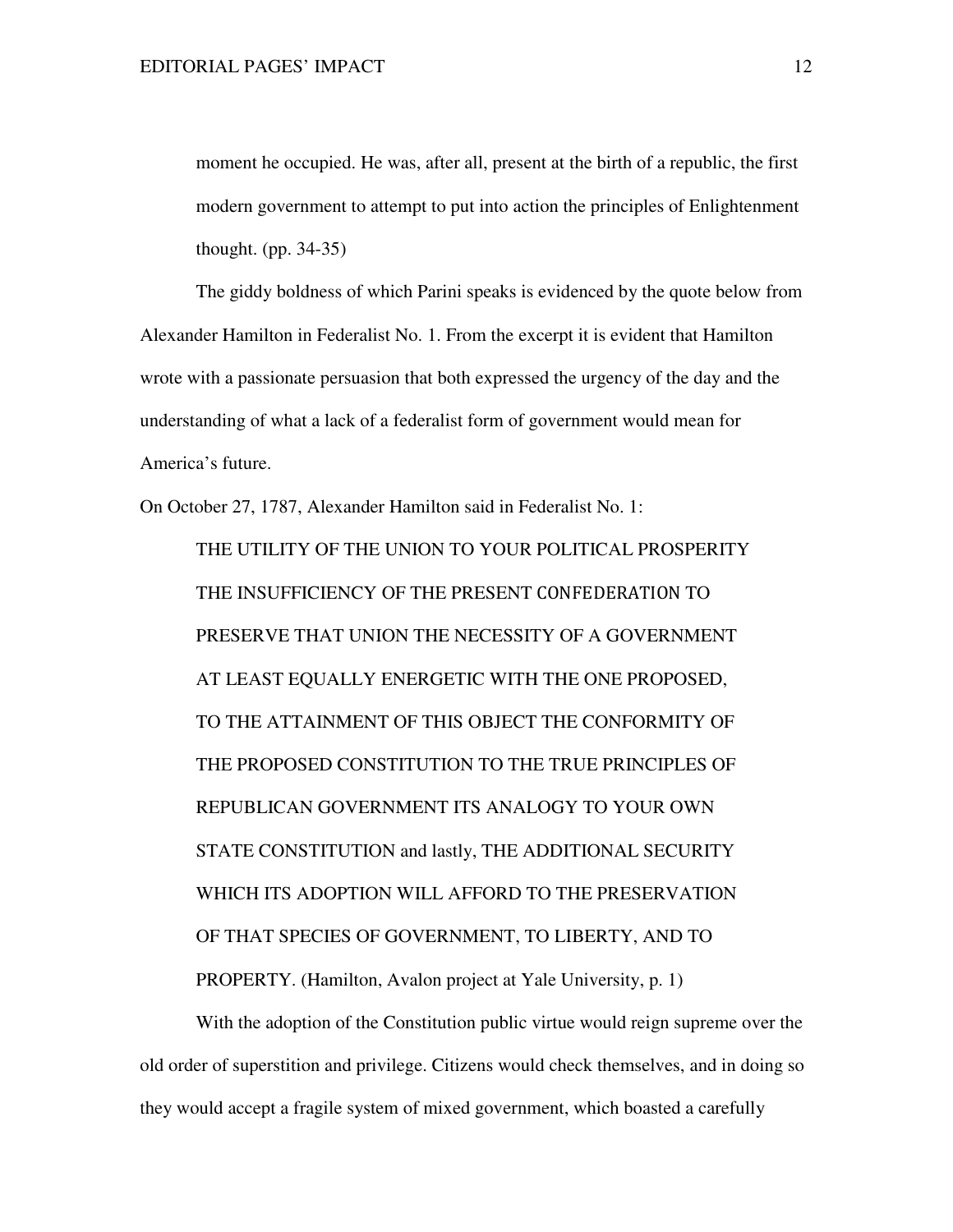> moment he occupied. He was, after all, present at the birth of a republic, the first modern government to attempt to put into action the principles of Enlightenment thought. (pp. 34-35)

The giddy boldness of which Parini speaks is evidenced by the quote below from Alexander Hamilton in Federalist No. 1. From the excerpt it is evident that Hamilton wrote with a passionate persuasion that both expressed the urgency of the day and the understanding of what a lack of a federalist form of government would mean for America's future.

On October 27, 1787, Alexander Hamilton said in Federalist No. 1:

> THE UTILITY OF THE UNION TO YOUR POLITICAL PROSPERITY THE INSUFFICIENCY OF THE PRESENT CONFEDERATION TO PRESERVE THAT UNION THE NECESSITY OF A GOVERNMENT AT LEAST EQUALLY ENERGETIC WITH THE ONE PROPOSED, TO THE ATTAINMENT OF THIS OBJECT THE CONFORMITY OF THE PROPOSED CONSTITUTION TO THE TRUE PRINCIPLES OF REPUBLICAN GOVERNMENT ITS ANALOGY TO YOUR OWN STATE CONSTITUTION and lastly, THE ADDITIONAL SECURITY WHICH ITS ADOPTION WILL AFFORD TO THE PRESERVATION OF THAT SPECIES OF GOVERNMENT, TO LIBERTY, AND TO PROPERTY. (Hamilton, Avalon project at Yale University, p. 1)

With the adoption of the Constitution public virtue would reign supreme over the old order of superstition and privilege. Citizens would check themselves, and in doing so they would accept a fragile system of mixed government, which boasted a carefully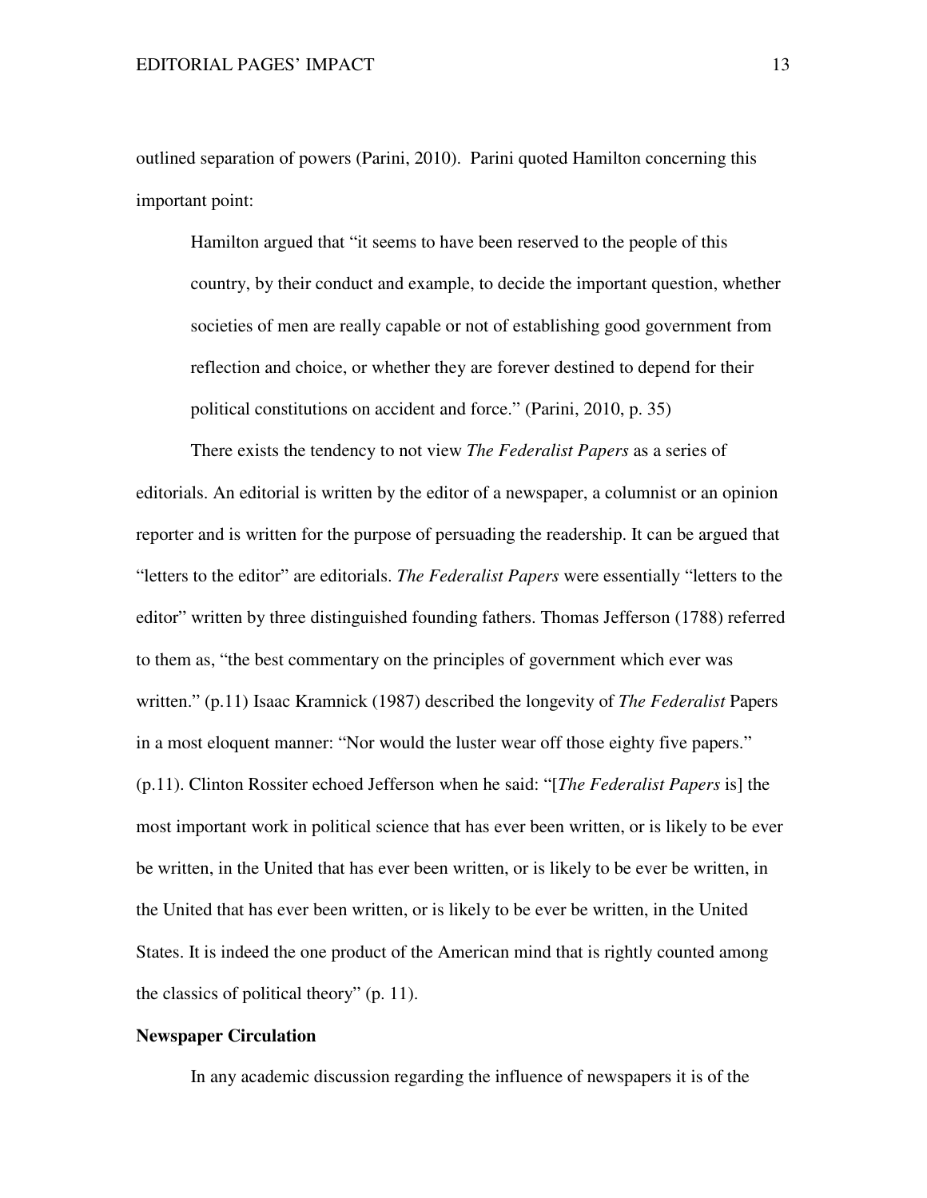outlined separation of powers (Parini, 2010). Parini quoted Hamilton concerning this important point:

> Hamilton argued that "it seems to have been reserved to the people of this country, by their conduct and example, to decide the important question, whether societies of men are really capable or not of establishing good government from reflection and choice, or whether they are forever destined to depend for their political constitutions on accident and force." (Parini, 2010, p. 35)

There exists the tendency to not view *The Federalist Papers* as a series of editorials. An editorial is written by the editor of a newspaper, a columnist or an opinion reporter and is written for the purpose of persuading the readership. It can be argued that "letters to the editor" are editorials. *The Federalist Papers* were essentially "letters to the editor" written by three distinguished founding fathers. Thomas Jefferson (1788) referred to them as, "the best commentary on the principles of government which ever was written." (p.11) Isaac Kramnick (1987) described the longevity of *The Federalist* Papers in a most eloquent manner: "Nor would the luster wear off those eighty five papers." (p.11). Clinton Rossiter echoed Jefferson when he said: "[*The Federalist Papers* is] the most important work in political science that has ever been written, or is likely to be ever be written, in the United that has ever been written, or is likely to be ever be written, in the United that has ever been written, or is likely to be ever be written, in the United States. It is indeed the one product of the American mind that is rightly counted among the classics of political theory" (p. 11).

**Newspaper Circulation**

In any academic discussion regarding the influence of newspapers it is of the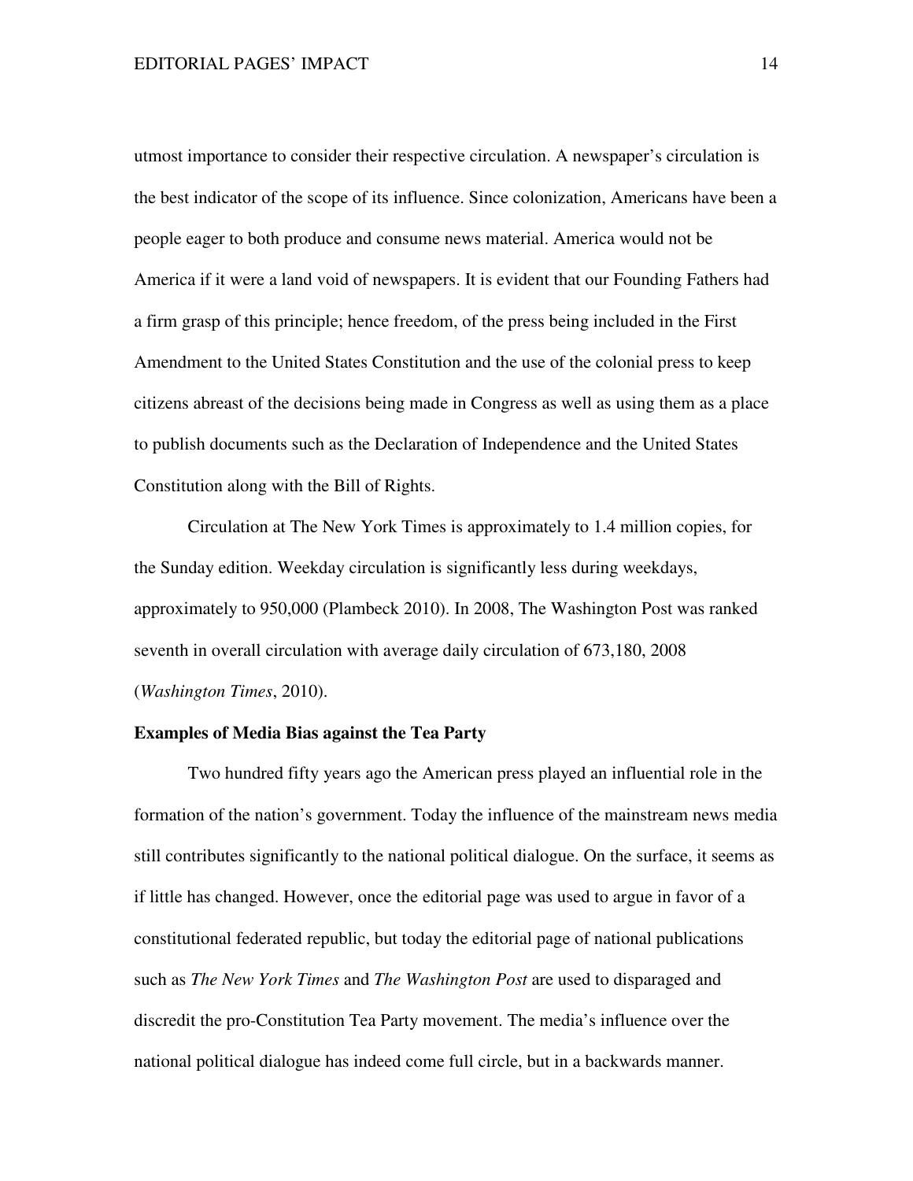utmost importance to consider their respective circulation. A newspaper's circulation is the best indicator of the scope of its influence. Since colonization, Americans have been a people eager to both produce and consume news material. America would not be America if it were a land void of newspapers. It is evident that our Founding Fathers had a firm grasp of this principle; hence freedom, of the press being included in the First Amendment to the United States Constitution and the use of the colonial press to keep citizens abreast of the decisions being made in Congress as well as using them as a place to publish documents such as the Declaration of Independence and the United States Constitution along with the Bill of Rights.

Circulation at The New York Times is approximately to 1.4 million copies, for the Sunday edition. Weekday circulation is significantly less during weekdays, approximately to 950,000 (Plambeck 2010). In 2008, The Washington Post was ranked seventh in overall circulation with average daily circulation of 673,180, 2008 (*Washington Times*, 2010).

**Examples of Media Bias against the Tea Party**

Two hundred fifty years ago the American press played an influential role in the formation of the nation's government. Today the influence of the mainstream news media still contributes significantly to the national political dialogue. On the surface, it seems as if little has changed. However, once the editorial page was used to argue in favor of a constitutional federated republic, but today the editorial page of national publications such as *The New York Times* and *The Washington Post* are used to disparaged and discredit the pro-Constitution Tea Party movement. The media's influence over the national political dialogue has indeed come full circle, but in a backwards manner.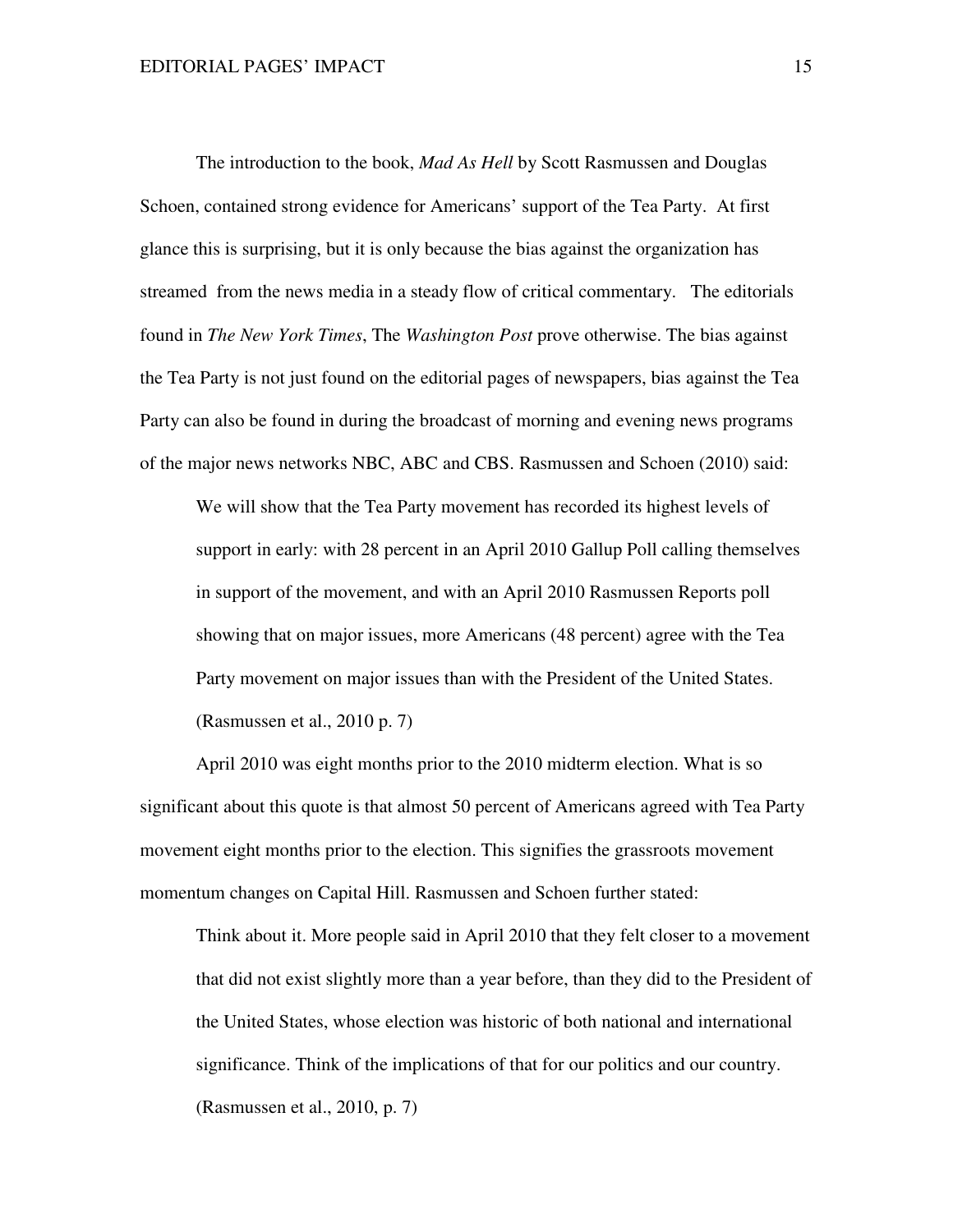The introduction to the book, *Mad As Hell* by Scott Rasmussen and Douglas Schoen, contained strong evidence for Americans' support of the Tea Party. At first glance this is surprising, but it is only because the bias against the organization has streamed from the news media in a steady flow of critical commentary. The editorials found in *The New York Times*, The *Washington Post* prove otherwise. The bias against the Tea Party is not just found on the editorial pages of newspapers, bias against the Tea Party can also be found in during the broadcast of morning and evening news programs of the major news networks NBC, ABC and CBS. Rasmussen and Schoen (2010) said:

> We will show that the Tea Party movement has recorded its highest levels of support in early: with 28 percent in an April 2010 Gallup Poll calling themselves in support of the movement, and with an April 2010 Rasmussen Reports poll showing that on major issues, more Americans (48 percent) agree with the Tea Party movement on major issues than with the President of the United States. (Rasmussen et al., 2010 p. 7)

April 2010 was eight months prior to the 2010 midterm election. What is so significant about this quote is that almost 50 percent of Americans agreed with Tea Party movement eight months prior to the election. This signifies the grassroots movement momentum changes on Capital Hill. Rasmussen and Schoen further stated:

> Think about it. More people said in April 2010 that they felt closer to a movement that did not exist slightly more than a year before, than they did to the President of the United States, whose election was historic of both national and international significance. Think of the implications of that for our politics and our country. (Rasmussen et al., 2010, p. 7)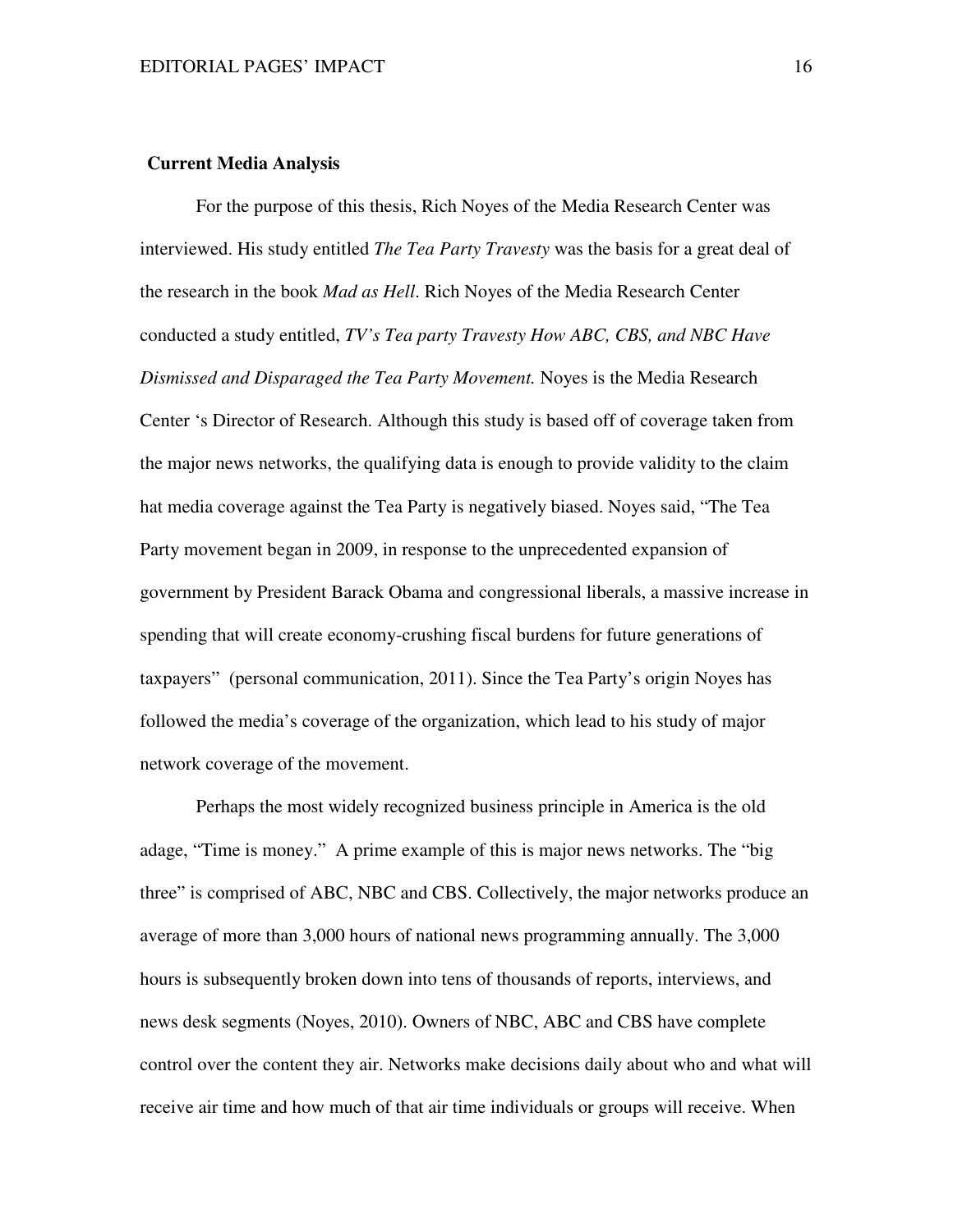**Current Media Analysis**

For the purpose of this thesis, Rich Noyes of the Media Research Center was interviewed. His study entitled *The Tea Party Travesty* was the basis for a great deal of the research in the book *Mad as Hell*. Rich Noyes of the Media Research Center conducted a study entitled, *TV's Tea party Travesty How ABC, CBS, and NBC Have Dismissed and Disparaged the Tea Party Movement.* Noyes is the Media Research Center 's Director of Research. Although this study is based off of coverage taken from the major news networks, the qualifying data is enough to provide validity to the claim hat media coverage against the Tea Party is negatively biased. Noyes said, "The Tea Party movement began in 2009, in response to the unprecedented expansion of government by President Barack Obama and congressional liberals, a massive increase in spending that will create economy-crushing fiscal burdens for future generations of taxpayers" (personal communication, 2011). Since the Tea Party's origin Noyes has followed the media's coverage of the organization, which lead to his study of major network coverage of the movement.

Perhaps the most widely recognized business principle in America is the old adage, "Time is money." A prime example of this is major news networks. The "big three" is comprised of ABC, NBC and CBS. Collectively, the major networks produce an average of more than 3,000 hours of national news programming annually. The 3,000 hours is subsequently broken down into tens of thousands of reports, interviews, and news desk segments (Noyes, 2010). Owners of NBC, ABC and CBS have complete control over the content they air. Networks make decisions daily about who and what will receive air time and how much of that air time individuals or groups will receive. When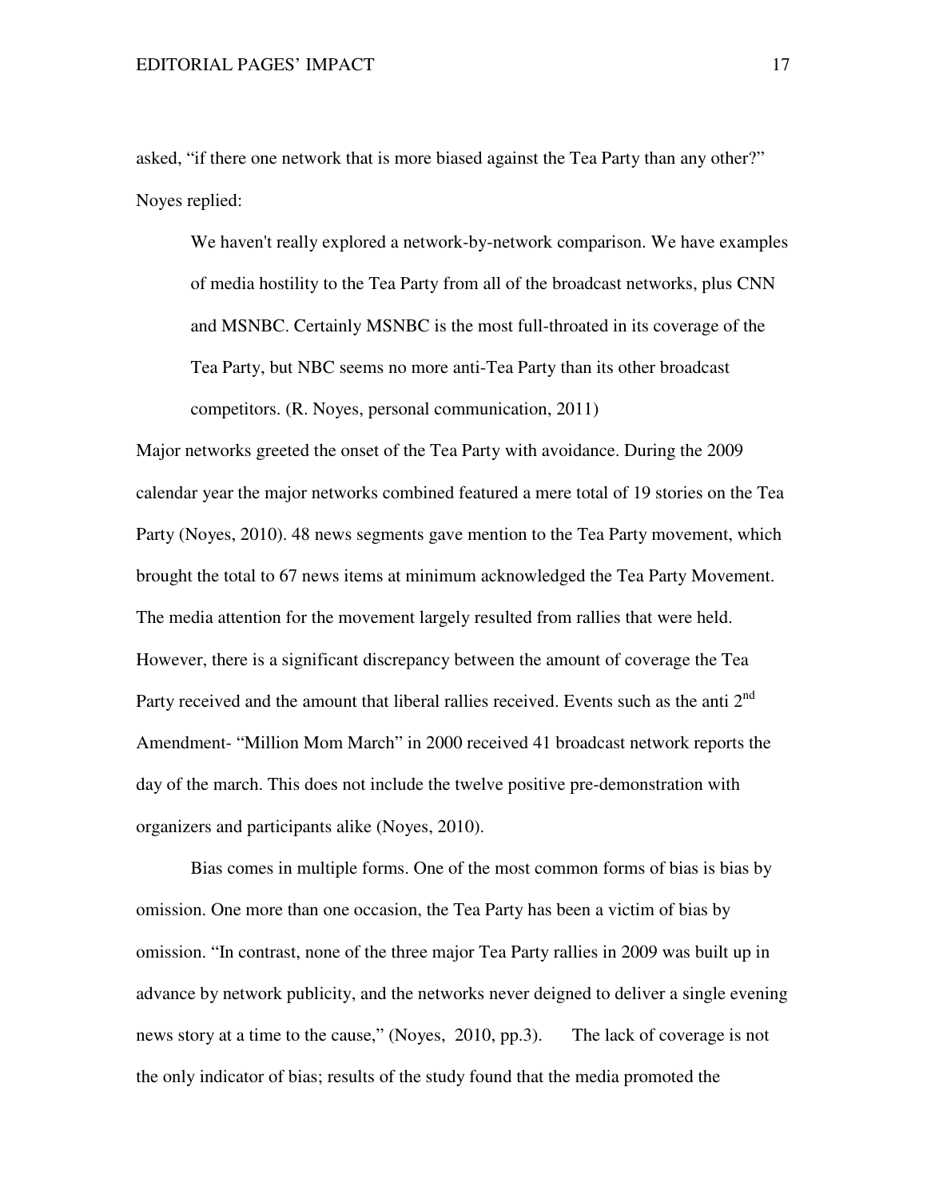asked, "if there one network that is more biased against the Tea Party than any other?" Noyes replied:

> We haven't really explored a network-by-network comparison. We have examples of media hostility to the Tea Party from all of the broadcast networks, plus CNN and MSNBC. Certainly MSNBC is the most full-throated in its coverage of the Tea Party, but NBC seems no more anti-Tea Party than its other broadcast competitors. (R. Noyes, personal communication, 2011)

Major networks greeted the onset of the Tea Party with avoidance. During the 2009 calendar year the major networks combined featured a mere total of 19 stories on the Tea Party (Noyes, 2010). 48 news segments gave mention to the Tea Party movement, which brought the total to 67 news items at minimum acknowledged the Tea Party Movement. The media attention for the movement largely resulted from rallies that were held. However, there is a significant discrepancy between the amount of coverage the Tea Party received and the amount that liberal rallies received. Events such as the anti 2nd Amendment- "Million Mom March" in 2000 received 41 broadcast network reports the day of the march. This does not include the twelve positive pre-demonstration with organizers and participants alike (Noyes, 2010).

Bias comes in multiple forms. One of the most common forms of bias is bias by omission. One more than one occasion, the Tea Party has been a victim of bias by omission. "In contrast, none of the three major Tea Party rallies in 2009 was built up in advance by network publicity, and the networks never deigned to deliver a single evening news story at a time to the cause," (Noyes, 2010, pp.3). The lack of coverage is not the only indicator of bias; results of the study found that the media promoted the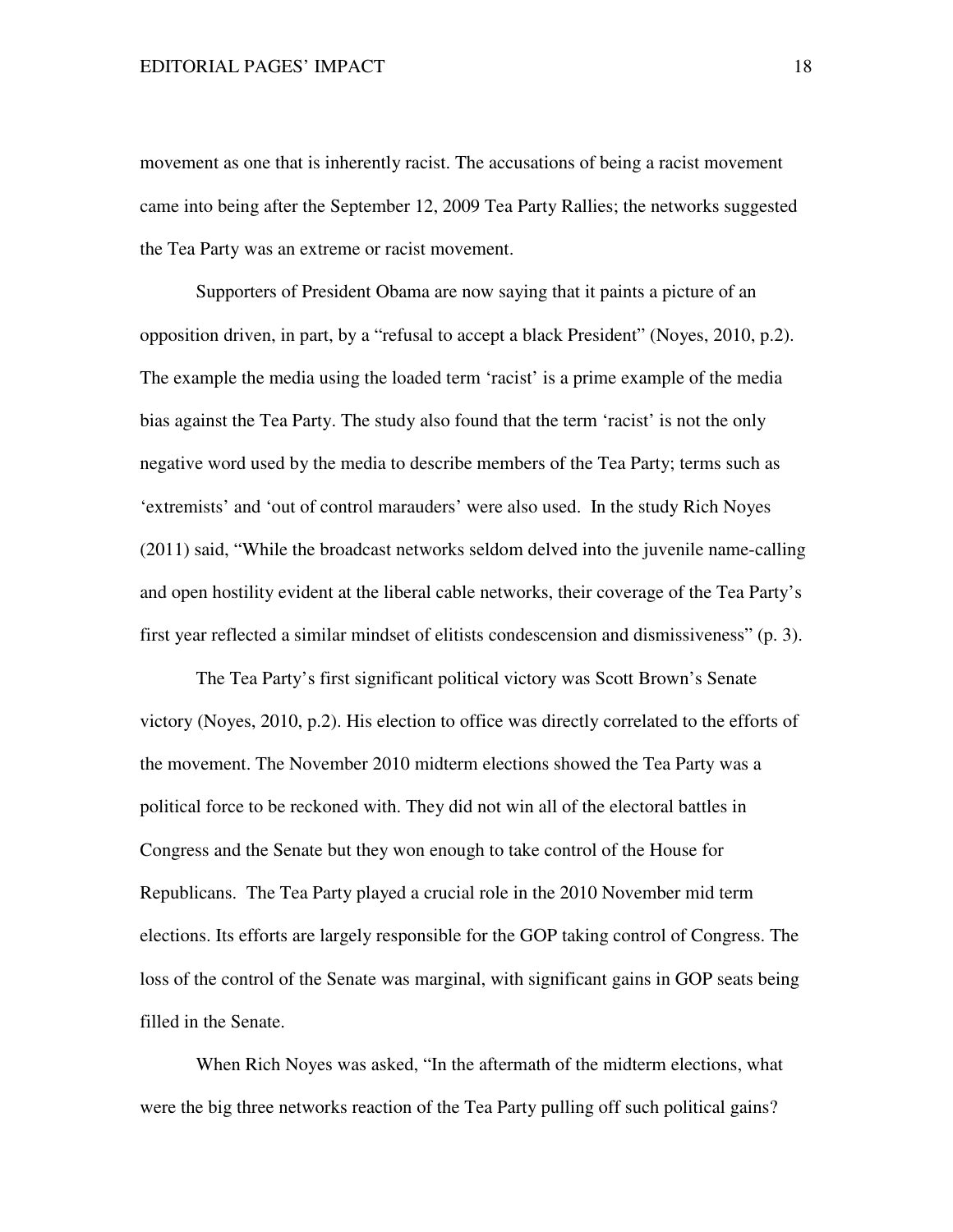movement as one that is inherently racist. The accusations of being a racist movement came into being after the September 12, 2009 Tea Party Rallies; the networks suggested the Tea Party was an extreme or racist movement.

Supporters of President Obama are now saying that it paints a picture of an opposition driven, in part, by a "refusal to accept a black President" (Noyes, 2010, p.2). The example the media using the loaded term 'racist' is a prime example of the media bias against the Tea Party. The study also found that the term 'racist' is not the only negative word used by the media to describe members of the Tea Party; terms such as 'extremists' and 'out of control marauders' were also used. In the study Rich Noyes (2011) said, "While the broadcast networks seldom delved into the juvenile name-calling and open hostility evident at the liberal cable networks, their coverage of the Tea Party's first year reflected a similar mindset of elitists condescension and dismissiveness" (p. 3).

The Tea Party's first significant political victory was Scott Brown's Senate victory (Noyes, 2010, p.2). His election to office was directly correlated to the efforts of the movement. The November 2010 midterm elections showed the Tea Party was a political force to be reckoned with. They did not win all of the electoral battles in Congress and the Senate but they won enough to take control of the House for Republicans. The Tea Party played a crucial role in the 2010 November mid term elections. Its efforts are largely responsible for the GOP taking control of Congress. The loss of the control of the Senate was marginal, with significant gains in GOP seats being filled in the Senate.

When Rich Noyes was asked, "In the aftermath of the midterm elections, what were the big three networks reaction of the Tea Party pulling off such political gains?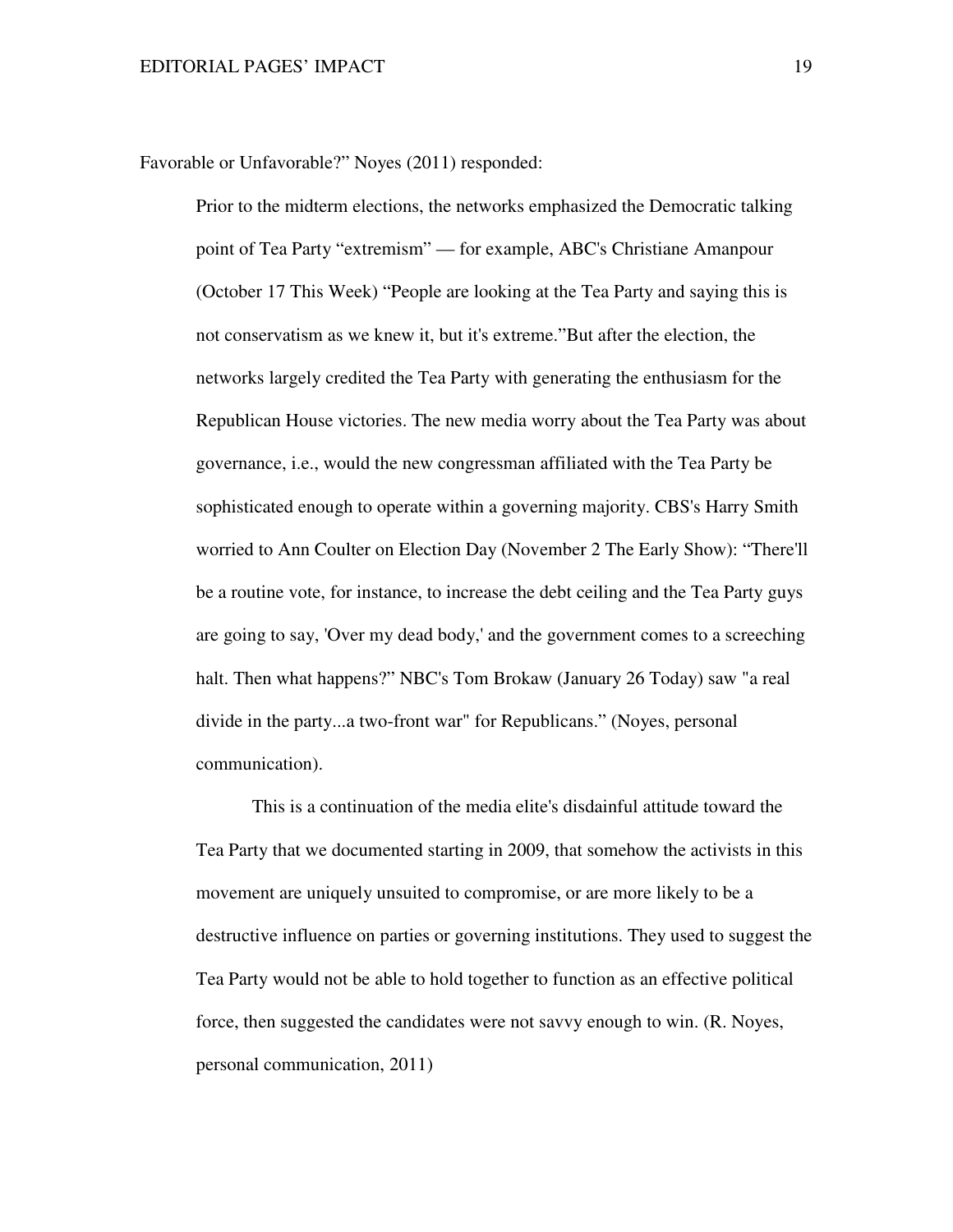Favorable or Unfavorable?" Noyes (2011) responded:

> Prior to the midterm elections, the networks emphasized the Democratic talking point of Tea Party "extremism" — for example, ABC's Christiane Amanpour (October 17 This Week) "People are looking at the Tea Party and saying this is not conservatism as we knew it, but it's extreme."But after the election, the networks largely credited the Tea Party with generating the enthusiasm for the Republican House victories. The new media worry about the Tea Party was about governance, i.e., would the new congressman affiliated with the Tea Party be sophisticated enough to operate within a governing majority. CBS's Harry Smith worried to Ann Coulter on Election Day (November 2 The Early Show): "There'll be a routine vote, for instance, to increase the debt ceiling and the Tea Party guys are going to say, 'Over my dead body,' and the government comes to a screeching halt. Then what happens?" NBC's Tom Brokaw (January 26 Today) saw "a real divide in the party...a two-front war" for Republicans." (Noyes, personal communication).
>
> This is a continuation of the media elite's disdainful attitude toward the Tea Party that we documented starting in 2009, that somehow the activists in this movement are uniquely unsuited to compromise, or are more likely to be a destructive influence on parties or governing institutions. They used to suggest the Tea Party would not be able to hold together to function as an effective political force, then suggested the candidates were not savvy enough to win. (R. Noyes, personal communication, 2011)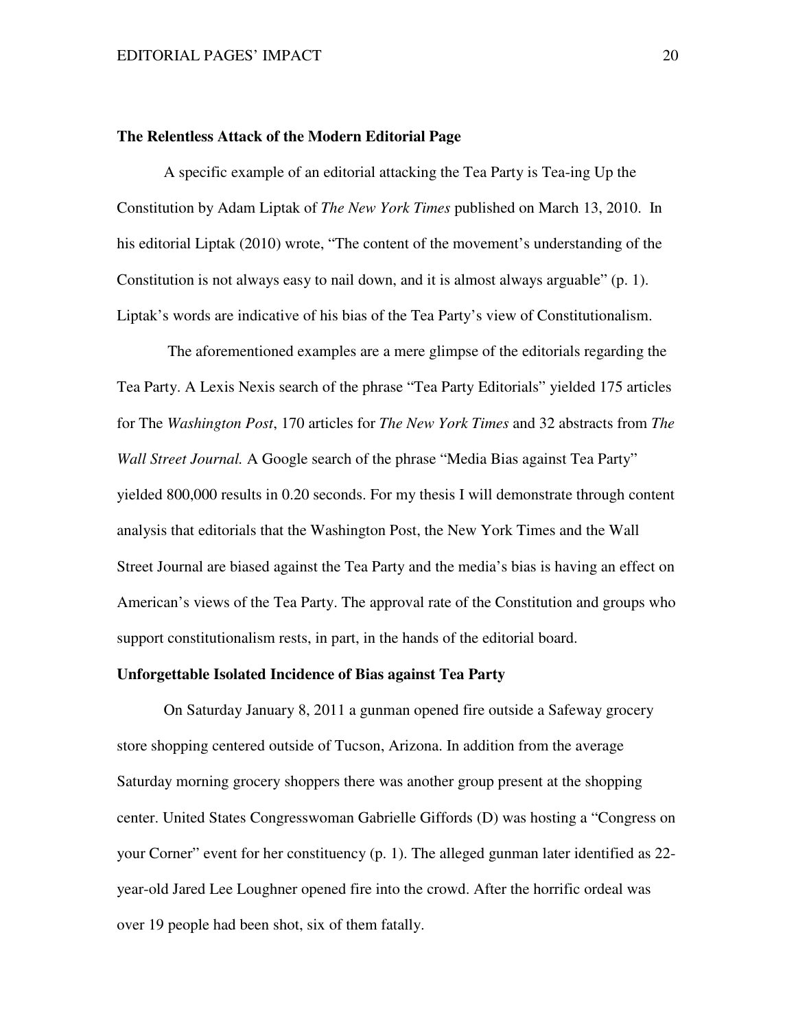**The Relentless Attack of the Modern Editorial Page**

A specific example of an editorial attacking the Tea Party is Tea-ing Up the Constitution by Adam Liptak of *The New York Times* published on March 13, 2010. In his editorial Liptak (2010) wrote, "The content of the movement's understanding of the Constitution is not always easy to nail down, and it is almost always arguable" (p. 1). Liptak's words are indicative of his bias of the Tea Party's view of Constitutionalism.

The aforementioned examples are a mere glimpse of the editorials regarding the Tea Party. A Lexis Nexis search of the phrase "Tea Party Editorials" yielded 175 articles for The *Washington Post*, 170 articles for *The New York Times* and 32 abstracts from *The Wall Street Journal.* A Google search of the phrase "Media Bias against Tea Party" yielded 800,000 results in 0.20 seconds. For my thesis I will demonstrate through content analysis that editorials that the Washington Post, the New York Times and the Wall Street Journal are biased against the Tea Party and the media's bias is having an effect on American's views of the Tea Party. The approval rate of the Constitution and groups who support constitutionalism rests, in part, in the hands of the editorial board.

**Unforgettable Isolated Incidence of Bias against Tea Party**

On Saturday January 8, 2011 a gunman opened fire outside a Safeway grocery store shopping centered outside of Tucson, Arizona. In addition from the average Saturday morning grocery shoppers there was another group present at the shopping center. United States Congresswoman Gabrielle Giffords (D) was hosting a "Congress on your Corner" event for her constituency (p. 1). The alleged gunman later identified as 22-year-old Jared Lee Loughner opened fire into the crowd. After the horrific ordeal was over 19 people had been shot, six of them fatally.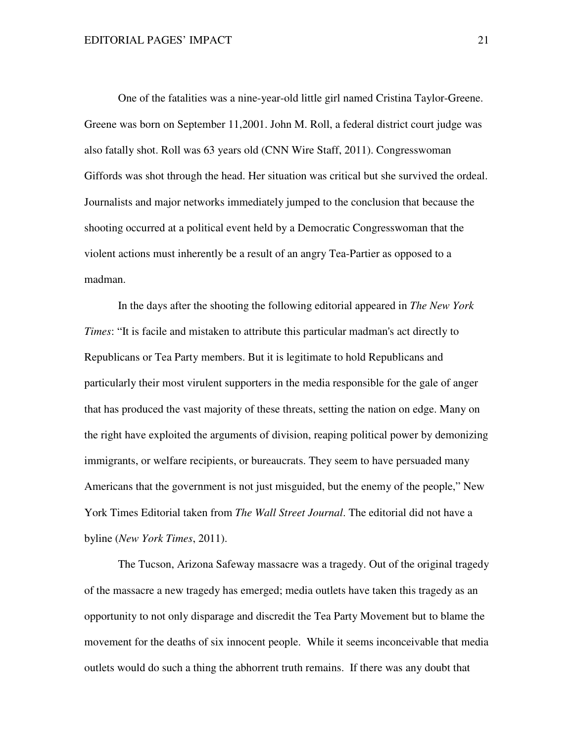One of the fatalities was a nine-year-old little girl named Cristina Taylor-Greene. Greene was born on September 11,2001. John M. Roll, a federal district court judge was also fatally shot. Roll was 63 years old (CNN Wire Staff, 2011). Congresswoman Giffords was shot through the head. Her situation was critical but she survived the ordeal. Journalists and major networks immediately jumped to the conclusion that because the shooting occurred at a political event held by a Democratic Congresswoman that the violent actions must inherently be a result of an angry Tea-Partier as opposed to a madman.

In the days after the shooting the following editorial appeared in *The New York Times*: "It is facile and mistaken to attribute this particular madman's act directly to Republicans or Tea Party members. But it is legitimate to hold Republicans and particularly their most virulent supporters in the media responsible for the gale of anger that has produced the vast majority of these threats, setting the nation on edge. Many on the right have exploited the arguments of division, reaping political power by demonizing immigrants, or welfare recipients, or bureaucrats. They seem to have persuaded many Americans that the government is not just misguided, but the enemy of the people," New York Times Editorial taken from *The Wall Street Journal*. The editorial did not have a byline (*New York Times*, 2011).

The Tucson, Arizona Safeway massacre was a tragedy. Out of the original tragedy of the massacre a new tragedy has emerged; media outlets have taken this tragedy as an opportunity to not only disparage and discredit the Tea Party Movement but to blame the movement for the deaths of six innocent people. While it seems inconceivable that media outlets would do such a thing the abhorrent truth remains. If there was any doubt that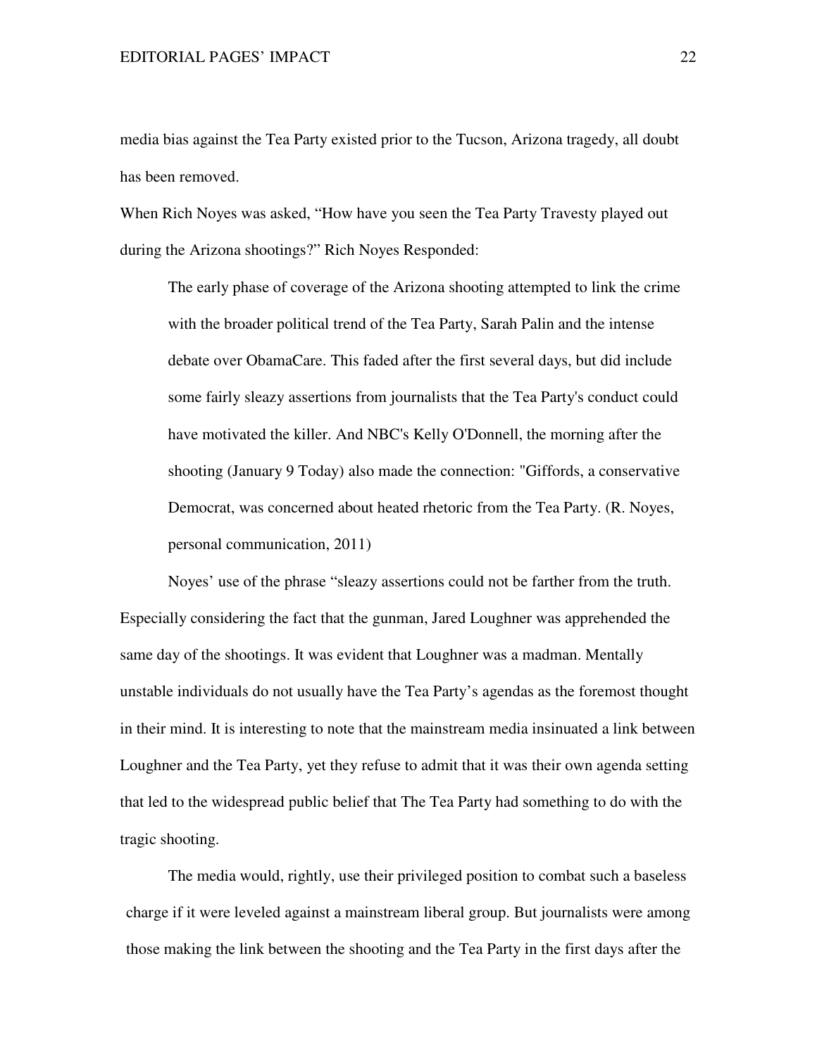media bias against the Tea Party existed prior to the Tucson, Arizona tragedy, all doubt has been removed.

When Rich Noyes was asked, "How have you seen the Tea Party Travesty played out during the Arizona shootings?" Rich Noyes Responded:

> The early phase of coverage of the Arizona shooting attempted to link the crime with the broader political trend of the Tea Party, Sarah Palin and the intense debate over ObamaCare. This faded after the first several days, but did include some fairly sleazy assertions from journalists that the Tea Party's conduct could have motivated the killer. And NBC's Kelly O'Donnell, the morning after the shooting (January 9 Today) also made the connection: "Giffords, a conservative Democrat, was concerned about heated rhetoric from the Tea Party. (R. Noyes, personal communication, 2011)

Noyes' use of the phrase "sleazy assertions could not be farther from the truth. Especially considering the fact that the gunman, Jared Loughner was apprehended the same day of the shootings. It was evident that Loughner was a madman. Mentally unstable individuals do not usually have the Tea Party's agendas as the foremost thought in their mind. It is interesting to note that the mainstream media insinuated a link between Loughner and the Tea Party, yet they refuse to admit that it was their own agenda setting that led to the widespread public belief that The Tea Party had something to do with the tragic shooting.

The media would, rightly, use their privileged position to combat such a baseless charge if it were leveled against a mainstream liberal group. But journalists were among those making the link between the shooting and the Tea Party in the first days after the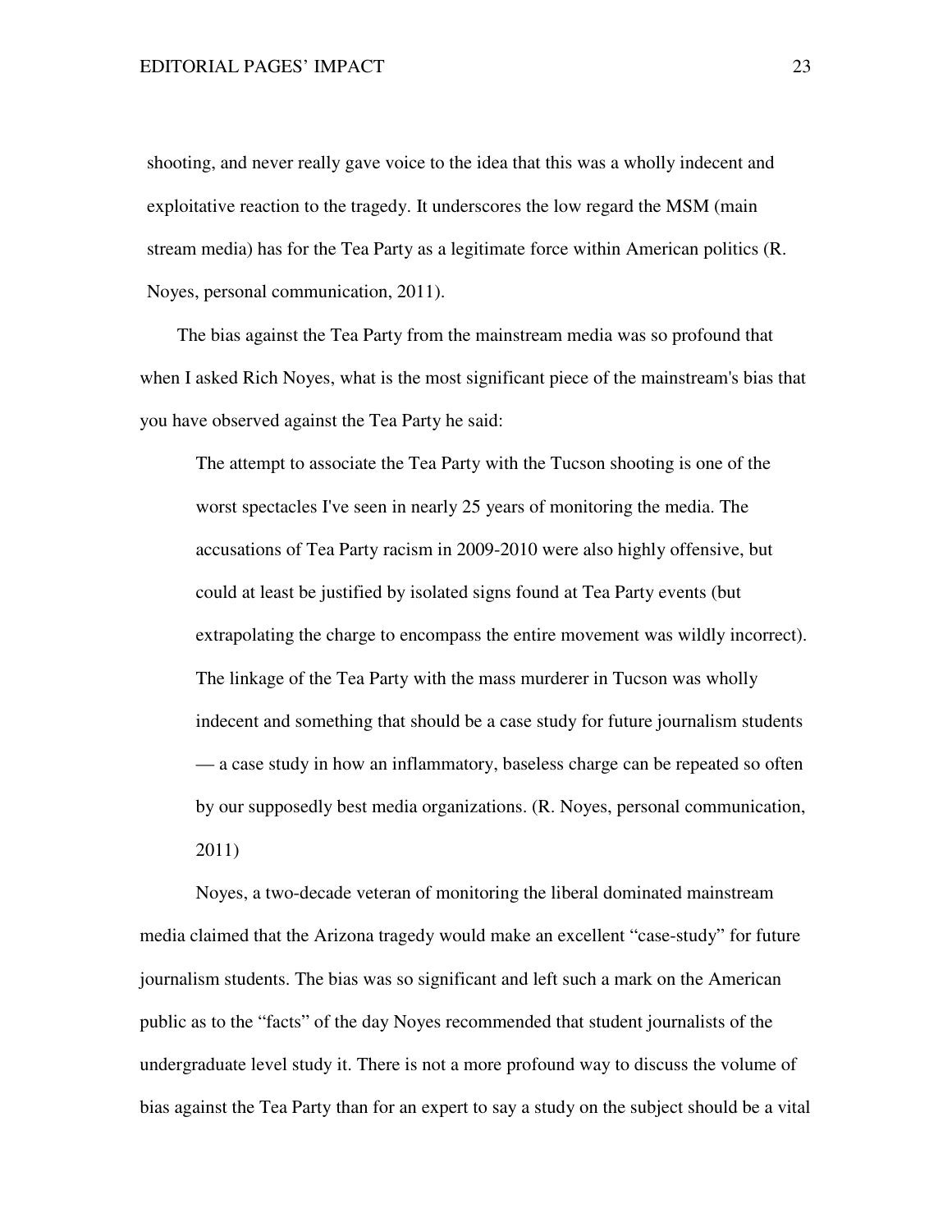shooting, and never really gave voice to the idea that this was a wholly indecent and exploitative reaction to the tragedy. It underscores the low regard the MSM (main stream media) has for the Tea Party as a legitimate force within American politics (R. Noyes, personal communication, 2011).

The bias against the Tea Party from the mainstream media was so profound that when I asked Rich Noyes, what is the most significant piece of the mainstream's bias that you have observed against the Tea Party he said:

> The attempt to associate the Tea Party with the Tucson shooting is one of the worst spectacles I've seen in nearly 25 years of monitoring the media. The accusations of Tea Party racism in 2009-2010 were also highly offensive, but could at least be justified by isolated signs found at Tea Party events (but extrapolating the charge to encompass the entire movement was wildly incorrect). The linkage of the Tea Party with the mass murderer in Tucson was wholly indecent and something that should be a case study for future journalism students — a case study in how an inflammatory, baseless charge can be repeated so often by our supposedly best media organizations. (R. Noyes, personal communication, 2011)

Noyes, a two-decade veteran of monitoring the liberal dominated mainstream media claimed that the Arizona tragedy would make an excellent "case-study" for future journalism students. The bias was so significant and left such a mark on the American public as to the "facts" of the day Noyes recommended that student journalists of the undergraduate level study it. There is not a more profound way to discuss the volume of bias against the Tea Party than for an expert to say a study on the subject should be a vital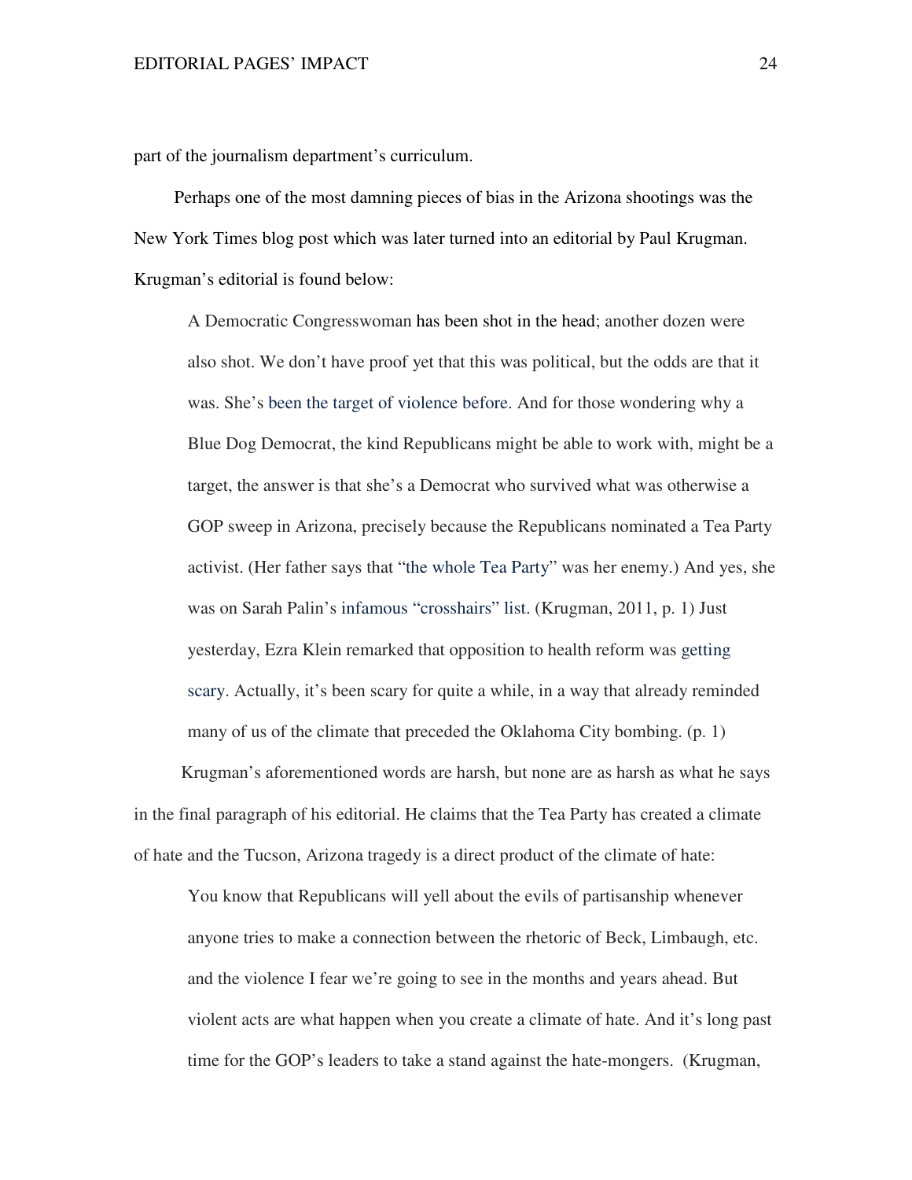part of the journalism department's curriculum.

Perhaps one of the most damning pieces of bias in the Arizona shootings was the New York Times blog post which was later turned into an editorial by Paul Krugman. Krugman's editorial is found below:

> A Democratic Congresswoman has been shot in the head; another dozen were also shot. We don't have proof yet that this was political, but the odds are that it was. She's been the target of violence before. And for those wondering why a Blue Dog Democrat, the kind Republicans might be able to work with, might be a target, the answer is that she's a Democrat who survived what was otherwise a GOP sweep in Arizona, precisely because the Republicans nominated a Tea Party activist. (Her father says that "the whole Tea Party" was her enemy.) And yes, she was on Sarah Palin's infamous "crosshairs" list. (Krugman, 2011, p. 1) Just yesterday, Ezra Klein remarked that opposition to health reform was getting scary. Actually, it's been scary for quite a while, in a way that already reminded many of us of the climate that preceded the Oklahoma City bombing. (p. 1)

Krugman's aforementioned words are harsh, but none are as harsh as what he says in the final paragraph of his editorial. He claims that the Tea Party has created a climate of hate and the Tucson, Arizona tragedy is a direct product of the climate of hate:

> You know that Republicans will yell about the evils of partisanship whenever anyone tries to make a connection between the rhetoric of Beck, Limbaugh, etc. and the violence I fear we're going to see in the months and years ahead. But violent acts are what happen when you create a climate of hate. And it's long past time for the GOP's leaders to take a stand against the hate-mongers. (Krugman,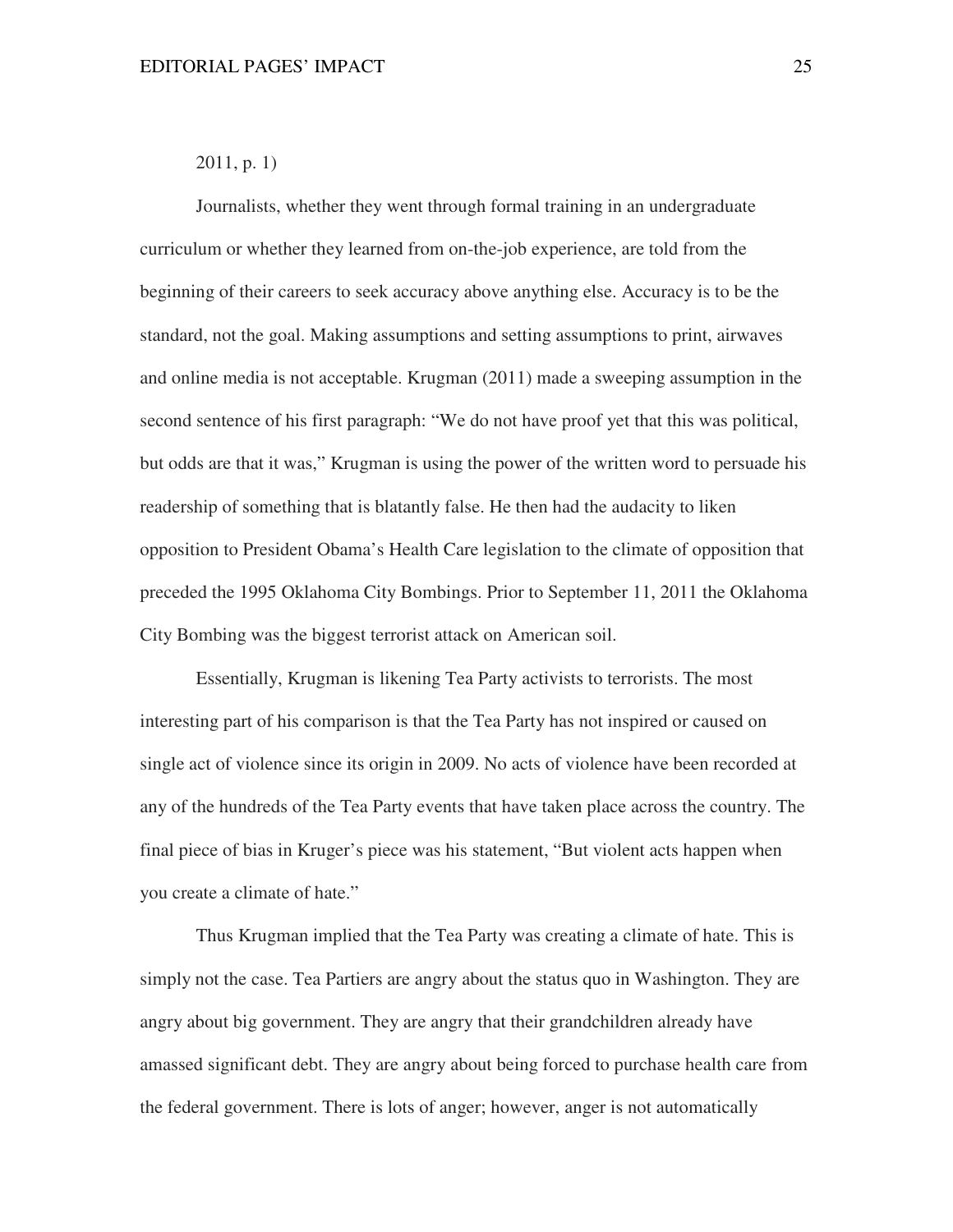2011, p. 1)

Journalists, whether they went through formal training in an undergraduate curriculum or whether they learned from on-the-job experience, are told from the beginning of their careers to seek accuracy above anything else. Accuracy is to be the standard, not the goal. Making assumptions and setting assumptions to print, airwaves and online media is not acceptable. Krugman (2011) made a sweeping assumption in the second sentence of his first paragraph: "We do not have proof yet that this was political, but odds are that it was," Krugman is using the power of the written word to persuade his readership of something that is blatantly false. He then had the audacity to liken opposition to President Obama's Health Care legislation to the climate of opposition that preceded the 1995 Oklahoma City Bombings. Prior to September 11, 2011 the Oklahoma City Bombing was the biggest terrorist attack on American soil.

Essentially, Krugman is likening Tea Party activists to terrorists. The most interesting part of his comparison is that the Tea Party has not inspired or caused on single act of violence since its origin in 2009. No acts of violence have been recorded at any of the hundreds of the Tea Party events that have taken place across the country. The final piece of bias in Kruger's piece was his statement, "But violent acts happen when you create a climate of hate."

Thus Krugman implied that the Tea Party was creating a climate of hate. This is simply not the case. Tea Partiers are angry about the status quo in Washington. They are angry about big government. They are angry that their grandchildren already have amassed significant debt. They are angry about being forced to purchase health care from the federal government. There is lots of anger; however, anger is not automatically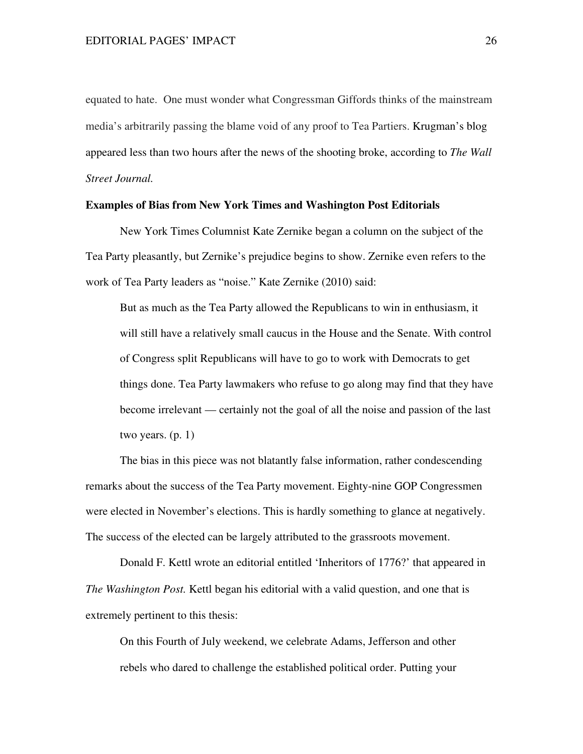equated to hate. One must wonder what Congressman Giffords thinks of the mainstream media's arbitrarily passing the blame void of any proof to Tea Partiers. Krugman's blog appeared less than two hours after the news of the shooting broke, according to *The Wall Street Journal.*

**Examples of Bias from New York Times and Washington Post Editorials**

New York Times Columnist Kate Zernike began a column on the subject of the Tea Party pleasantly, but Zernike's prejudice begins to show. Zernike even refers to the work of Tea Party leaders as "noise." Kate Zernike (2010) said:

> But as much as the Tea Party allowed the Republicans to win in enthusiasm, it will still have a relatively small caucus in the House and the Senate. With control of Congress split Republicans will have to go to work with Democrats to get things done. Tea Party lawmakers who refuse to go along may find that they have become irrelevant — certainly not the goal of all the noise and passion of the last two years. (p. 1)

The bias in this piece was not blatantly false information, rather condescending remarks about the success of the Tea Party movement. Eighty-nine GOP Congressmen were elected in November's elections. This is hardly something to glance at negatively. The success of the elected can be largely attributed to the grassroots movement.

Donald F. Kettl wrote an editorial entitled 'Inheritors of 1776?' that appeared in *The Washington Post.* Kettl began his editorial with a valid question, and one that is extremely pertinent to this thesis:

> On this Fourth of July weekend, we celebrate Adams, Jefferson and other rebels who dared to challenge the established political order. Putting your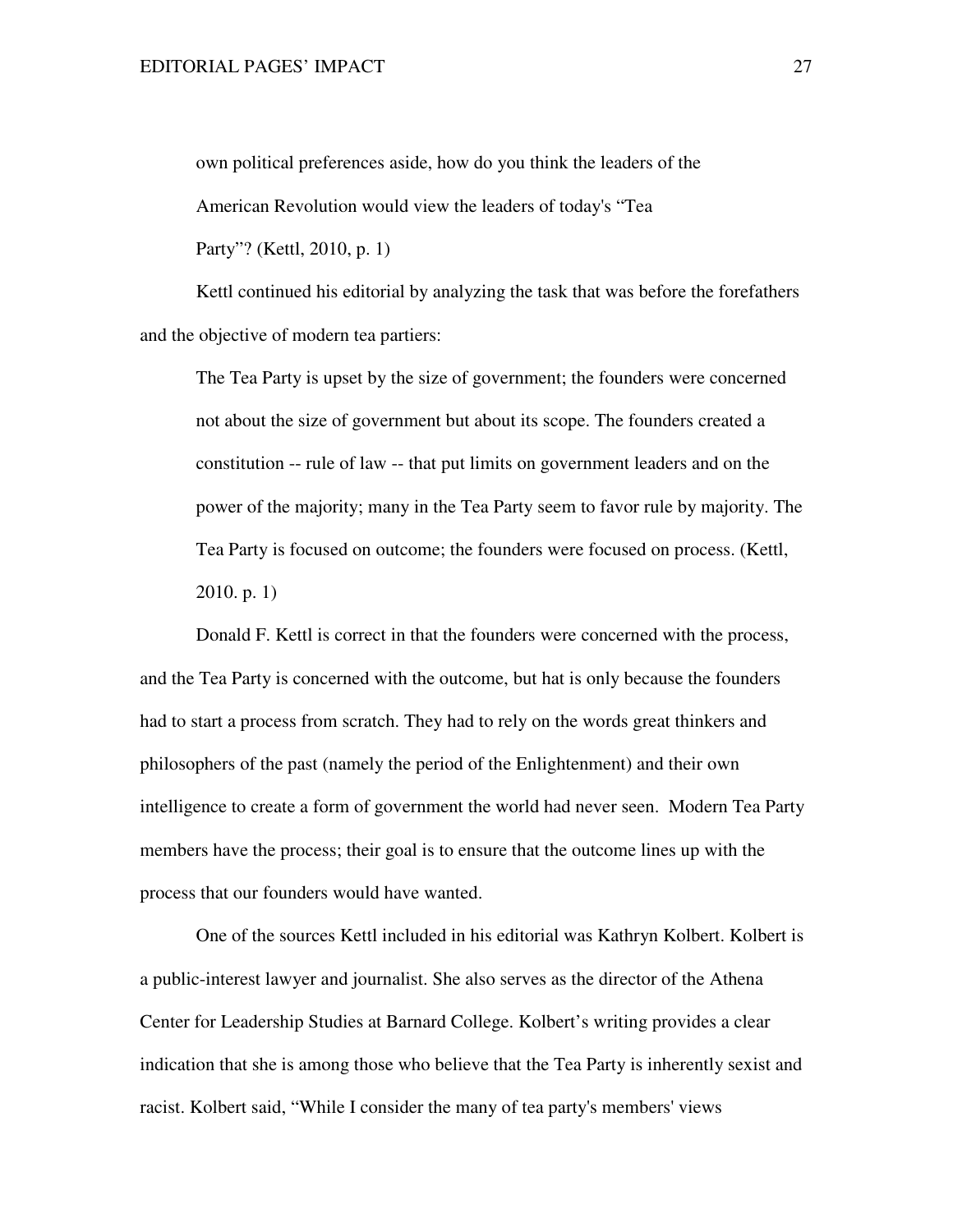> own political preferences aside, how do you think the leaders of the American Revolution would view the leaders of today's "Tea Party"? (Kettl, 2010, p. 1)

Kettl continued his editorial by analyzing the task that was before the forefathers and the objective of modern tea partiers:

> The Tea Party is upset by the size of government; the founders were concerned not about the size of government but about its scope. The founders created a constitution -- rule of law -- that put limits on government leaders and on the power of the majority; many in the Tea Party seem to favor rule by majority. The Tea Party is focused on outcome; the founders were focused on process. (Kettl, 2010. p. 1)

Donald F. Kettl is correct in that the founders were concerned with the process, and the Tea Party is concerned with the outcome, but hat is only because the founders had to start a process from scratch. They had to rely on the words great thinkers and philosophers of the past (namely the period of the Enlightenment) and their own intelligence to create a form of government the world had never seen. Modern Tea Party members have the process; their goal is to ensure that the outcome lines up with the process that our founders would have wanted.

One of the sources Kettl included in his editorial was Kathryn Kolbert. Kolbert is a public-interest lawyer and journalist. She also serves as the director of the Athena Center for Leadership Studies at Barnard College. Kolbert's writing provides a clear indication that she is among those who believe that the Tea Party is inherently sexist and racist. Kolbert said, "While I consider the many of tea party's members' views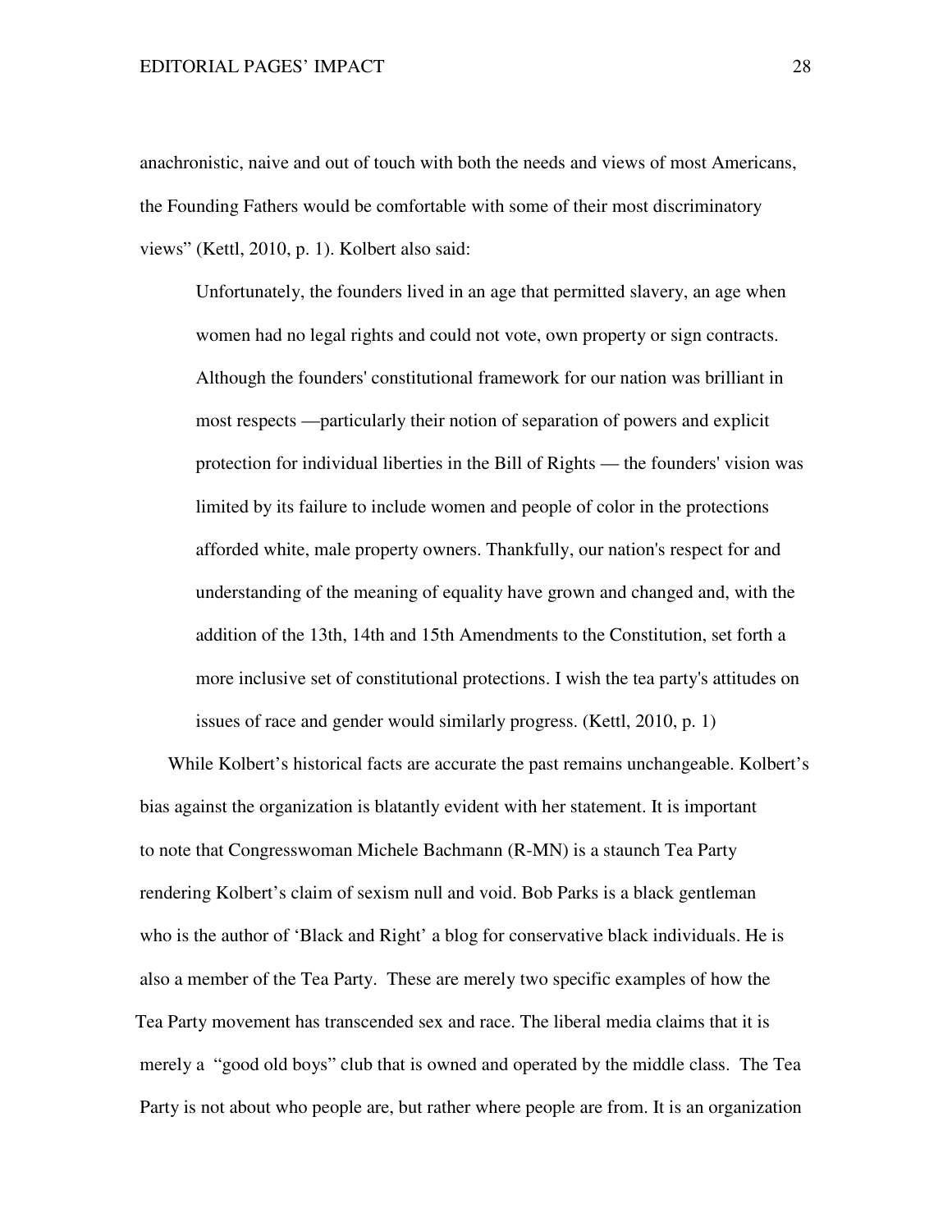anachronistic, naive and out of touch with both the needs and views of most Americans, the Founding Fathers would be comfortable with some of their most discriminatory views" (Kettl, 2010, p. 1). Kolbert also said:

> Unfortunately, the founders lived in an age that permitted slavery, an age when women had no legal rights and could not vote, own property or sign contracts. Although the founders' constitutional framework for our nation was brilliant in most respects —particularly their notion of separation of powers and explicit protection for individual liberties in the Bill of Rights — the founders' vision was limited by its failure to include women and people of color in the protections afforded white, male property owners. Thankfully, our nation's respect for and understanding of the meaning of equality have grown and changed and, with the addition of the 13th, 14th and 15th Amendments to the Constitution, set forth a more inclusive set of constitutional protections. I wish the tea party's attitudes on issues of race and gender would similarly progress. (Kettl, 2010, p. 1)

While Kolbert's historical facts are accurate the past remains unchangeable. Kolbert's bias against the organization is blatantly evident with her statement. It is important to note that Congresswoman Michele Bachmann (R-MN) is a staunch Tea Party rendering Kolbert's claim of sexism null and void. Bob Parks is a black gentleman who is the author of 'Black and Right' a blog for conservative black individuals. He is also a member of the Tea Party. These are merely two specific examples of how the Tea Party movement has transcended sex and race. The liberal media claims that it is merely a "good old boys" club that is owned and operated by the middle class. The Tea Party is not about who people are, but rather where people are from. It is an organization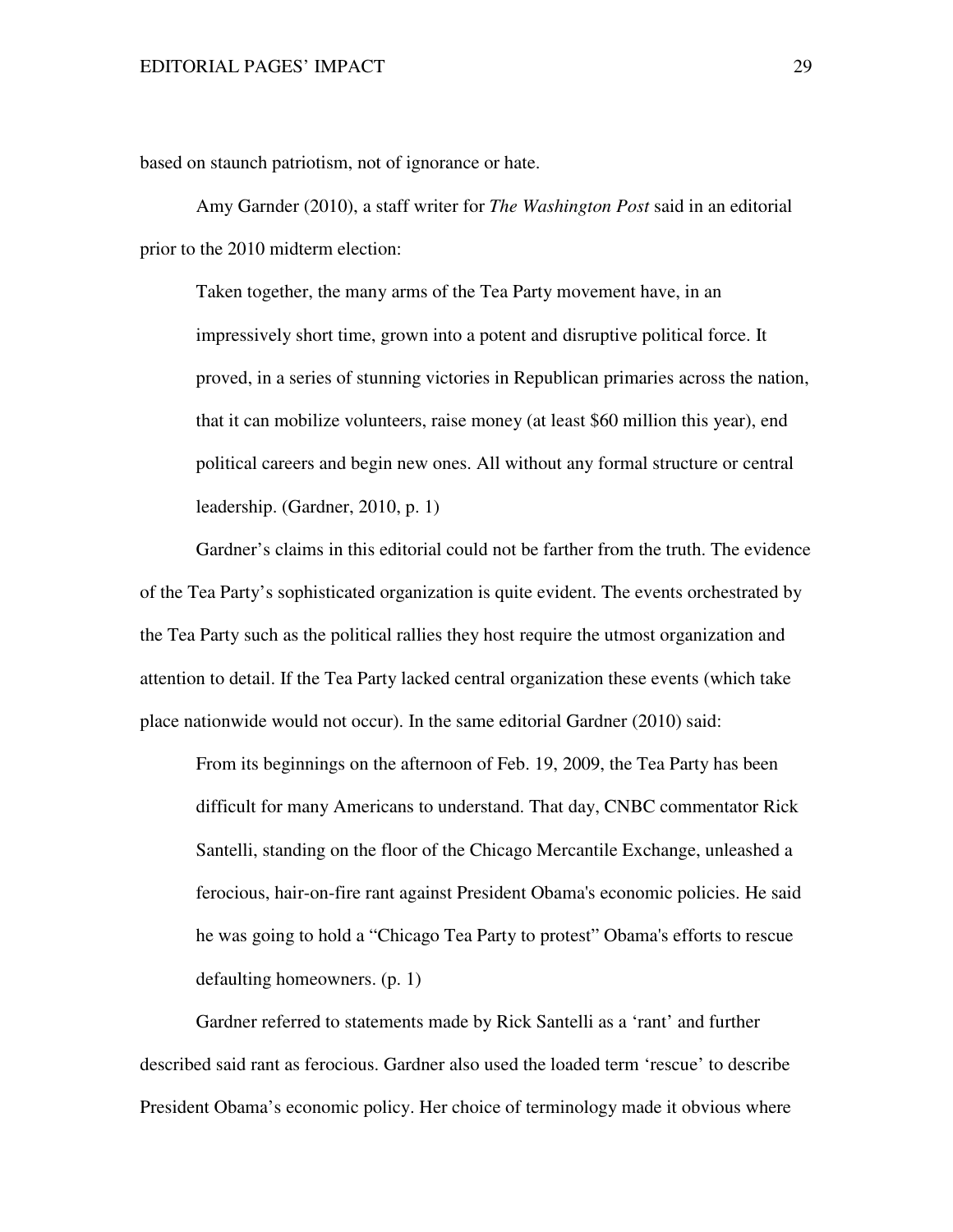based on staunch patriotism, not of ignorance or hate.

Amy Garnder (2010), a staff writer for *The Washington Post* said in an editorial prior to the 2010 midterm election:

> Taken together, the many arms of the Tea Party movement have, in an impressively short time, grown into a potent and disruptive political force. It proved, in a series of stunning victories in Republican primaries across the nation, that it can mobilize volunteers, raise money (at least $60 million this year), end political careers and begin new ones. All without any formal structure or central leadership. (Gardner, 2010, p. 1)

Gardner's claims in this editorial could not be farther from the truth. The evidence of the Tea Party's sophisticated organization is quite evident. The events orchestrated by the Tea Party such as the political rallies they host require the utmost organization and attention to detail. If the Tea Party lacked central organization these events (which take place nationwide would not occur). In the same editorial Gardner (2010) said:

> From its beginnings on the afternoon of Feb. 19, 2009, the Tea Party has been difficult for many Americans to understand. That day, CNBC commentator Rick Santelli, standing on the floor of the Chicago Mercantile Exchange, unleashed a ferocious, hair-on-fire rant against President Obama's economic policies. He said he was going to hold a "Chicago Tea Party to protest" Obama's efforts to rescue defaulting homeowners. (p. 1)

Gardner referred to statements made by Rick Santelli as a 'rant' and further described said rant as ferocious. Gardner also used the loaded term 'rescue' to describe President Obama's economic policy. Her choice of terminology made it obvious where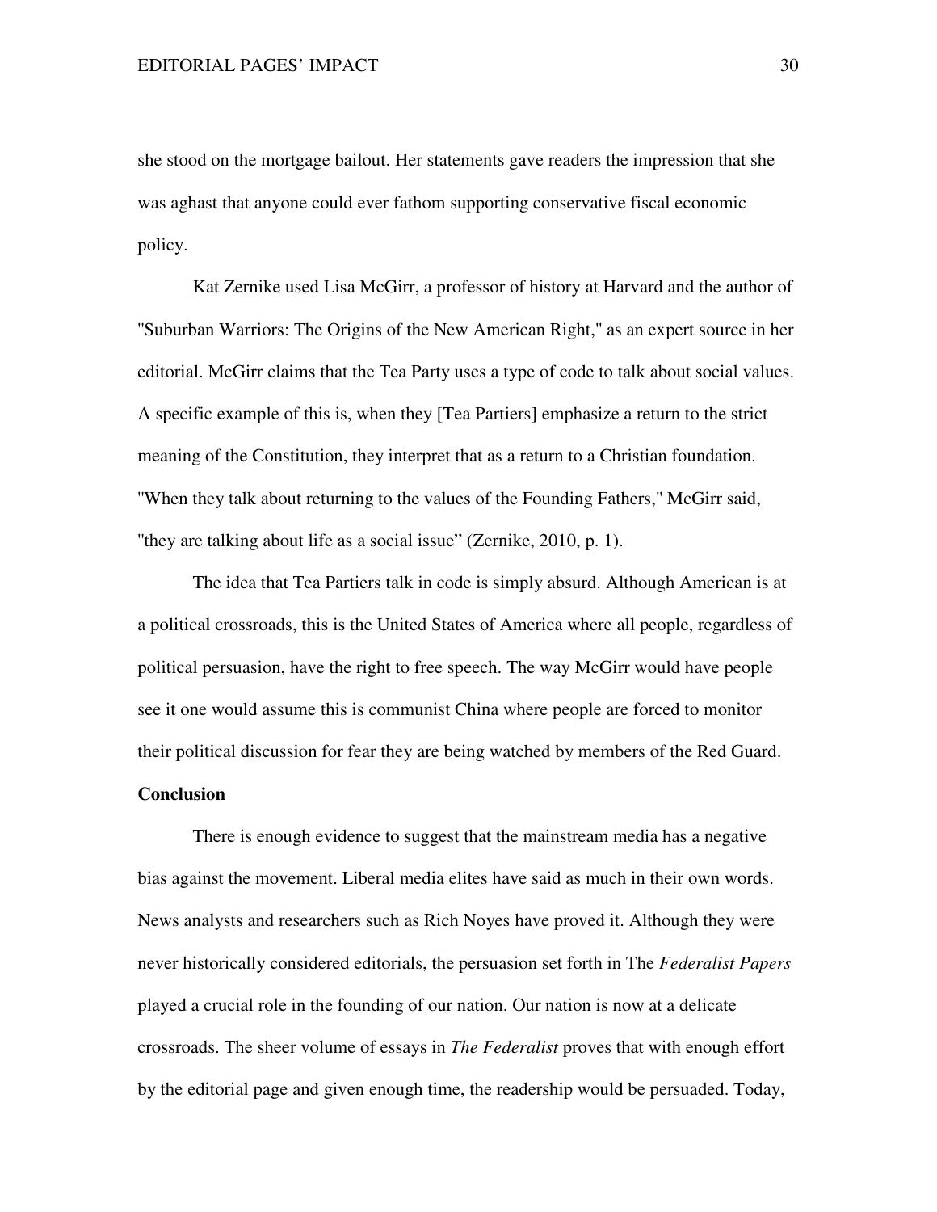she stood on the mortgage bailout. Her statements gave readers the impression that she was aghast that anyone could ever fathom supporting conservative fiscal economic policy.

Kat Zernike used Lisa McGirr, a professor of history at Harvard and the author of "Suburban Warriors: The Origins of the New American Right," as an expert source in her editorial. McGirr claims that the Tea Party uses a type of code to talk about social values. A specific example of this is, when they [Tea Partiers] emphasize a return to the strict meaning of the Constitution, they interpret that as a return to a Christian foundation. "When they talk about returning to the values of the Founding Fathers," McGirr said, "they are talking about life as a social issue" (Zernike, 2010, p. 1).

The idea that Tea Partiers talk in code is simply absurd. Although American is at a political crossroads, this is the United States of America where all people, regardless of political persuasion, have the right to free speech. The way McGirr would have people see it one would assume this is communist China where people are forced to monitor their political discussion for fear they are being watched by members of the Red Guard.

**Conclusion**

There is enough evidence to suggest that the mainstream media has a negative bias against the movement. Liberal media elites have said as much in their own words. News analysts and researchers such as Rich Noyes have proved it. Although they were never historically considered editorials, the persuasion set forth in The *Federalist Papers* played a crucial role in the founding of our nation. Our nation is now at a delicate crossroads. The sheer volume of essays in *The Federalist* proves that with enough effort by the editorial page and given enough time, the readership would be persuaded. Today,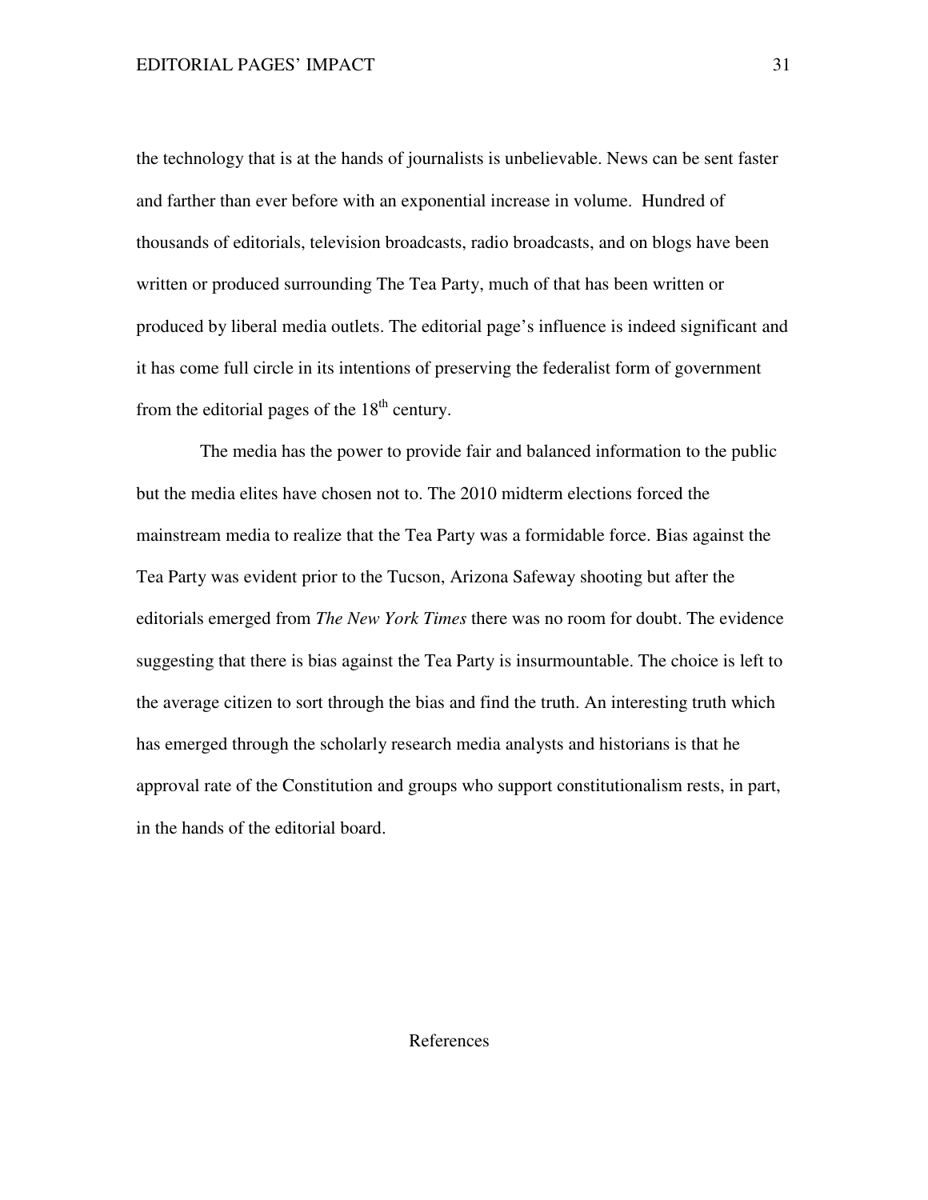the technology that is at the hands of journalists is unbelievable. News can be sent faster and farther than ever before with an exponential increase in volume.  Hundred of thousands of editorials, television broadcasts, radio broadcasts, and on blogs have been written or produced surrounding The Tea Party, much of that has been written or produced by liberal media outlets. The editorial page's influence is indeed significant and it has come full circle in its intentions of preserving the federalist form of government from the editorial pages of the 18th century.

The media has the power to provide fair and balanced information to the public but the media elites have chosen not to. The 2010 midterm elections forced the mainstream media to realize that the Tea Party was a formidable force. Bias against the Tea Party was evident prior to the Tucson, Arizona Safeway shooting but after the editorials emerged from *The New York Times* there was no room for doubt. The evidence suggesting that there is bias against the Tea Party is insurmountable. The choice is left to the average citizen to sort through the bias and find the truth. An interesting truth which has emerged through the scholarly research media analysts and historians is that he approval rate of the Constitution and groups who support constitutionalism rests, in part, in the hands of the editorial board.

References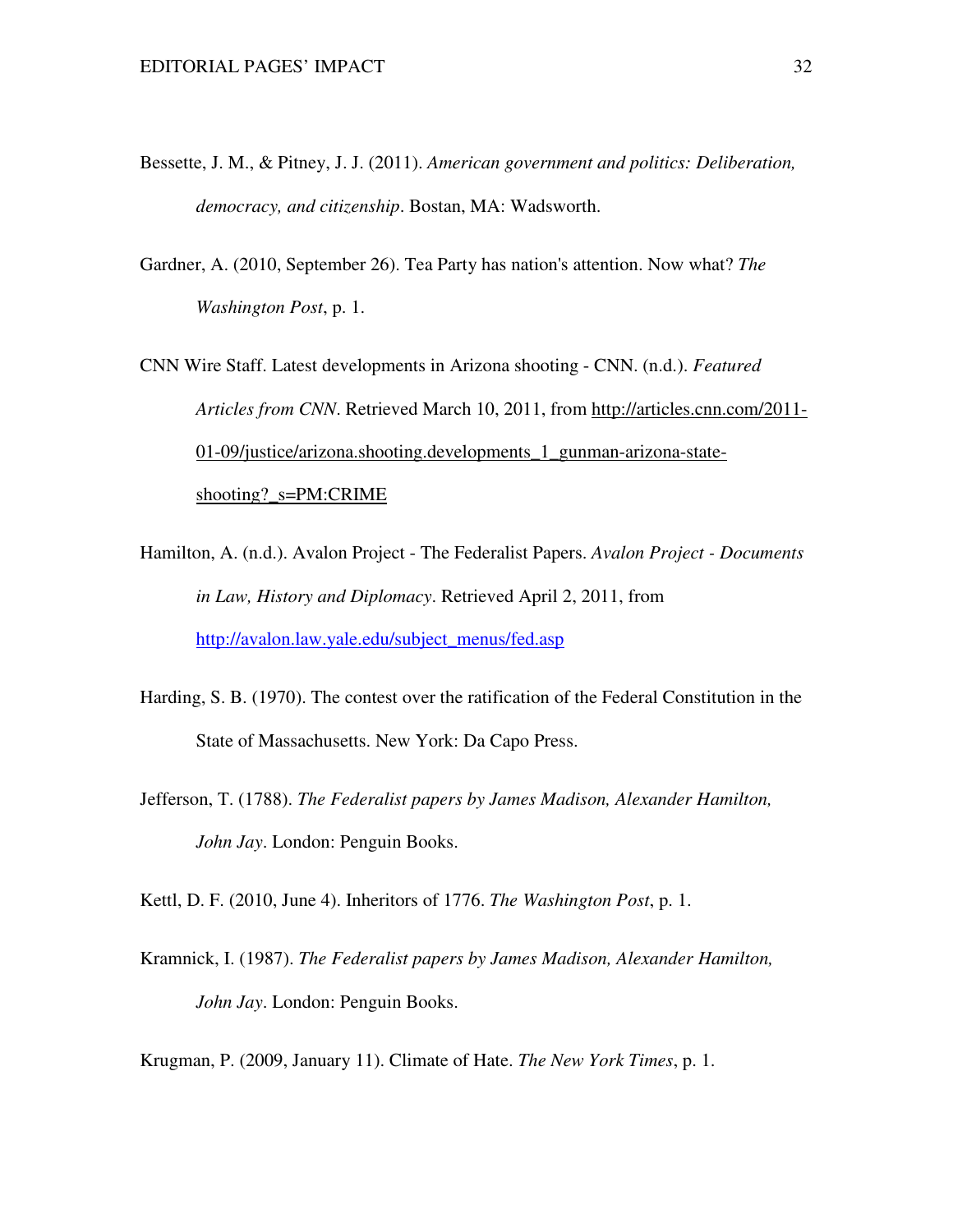Bessette, J. M., & Pitney, J. J. (2011). *American government and politics: Deliberation, democracy, and citizenship*. Bostan, MA: Wadsworth.

Gardner, A. (2010, September 26). Tea Party has nation's attention. Now what? *The Washington Post*, p. 1.

CNN Wire Staff. Latest developments in Arizona shooting - CNN. (n.d.). *Featured Articles from CNN*. Retrieved March 10, 2011, from http://articles.cnn.com/2011-01-09/justice/arizona.shooting.developments_1_gunman-arizona-state-shooting?_s=PM:CRIME

Hamilton, A. (n.d.). Avalon Project - The Federalist Papers. *Avalon Project - Documents in Law, History and Diplomacy*. Retrieved April 2, 2011, from http://avalon.law.yale.edu/subject_menus/fed.asp

Harding, S. B. (1970). The contest over the ratification of the Federal Constitution in the State of Massachusetts. New York: Da Capo Press.

Jefferson, T. (1788). *The Federalist papers by James Madison, Alexander Hamilton, John Jay*. London: Penguin Books.

Kettl, D. F. (2010, June 4). Inheritors of 1776. *The Washington Post*, p. 1.

Kramnick, I. (1987). *The Federalist papers by James Madison, Alexander Hamilton, John Jay*. London: Penguin Books.

Krugman, P. (2009, January 11). Climate of Hate. *The New York Times*, p. 1.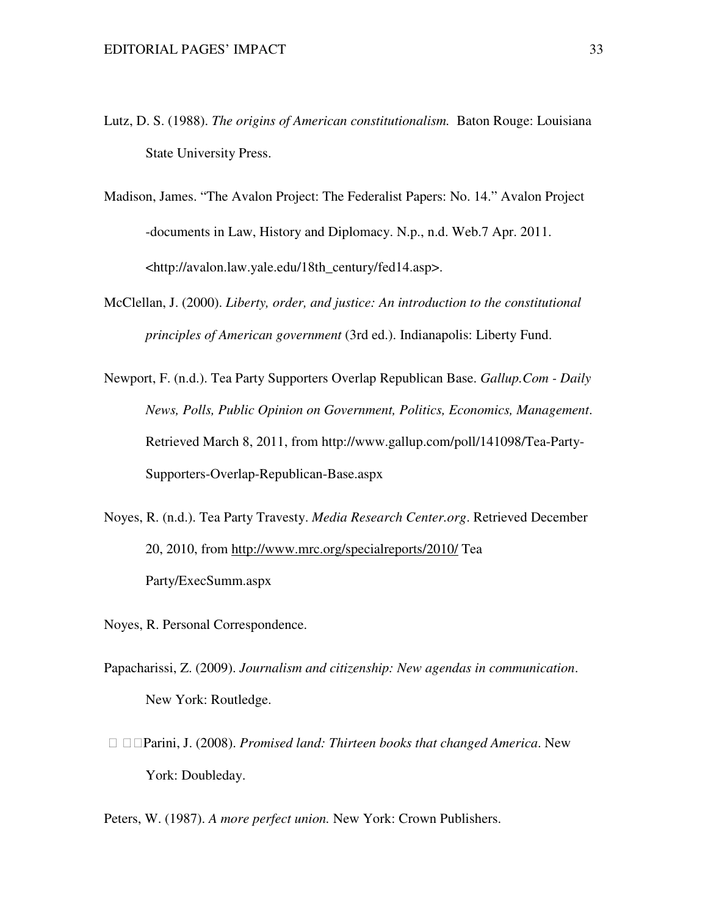Lutz, D. S. (1988). *The origins of American constitutionalism.* Baton Rouge: Louisiana State University Press.

Madison, James. "The Avalon Project: The Federalist Papers: No. 14." Avalon Project -documents in Law, History and Diplomacy. N.p., n.d. Web.7 Apr. 2011. <http://avalon.law.yale.edu/18th_century/fed14.asp>.

McClellan, J. (2000). *Liberty, order, and justice: An introduction to the constitutional principles of American government* (3rd ed.). Indianapolis: Liberty Fund.

Newport, F. (n.d.). Tea Party Supporters Overlap Republican Base. *Gallup.Com - Daily News, Polls, Public Opinion on Government, Politics, Economics, Management*. Retrieved March 8, 2011, from http://www.gallup.com/poll/141098/Tea-Party-Supporters-Overlap-Republican-Base.aspx

Noyes, R. (n.d.). Tea Party Travesty. *Media Research Center.org*. Retrieved December 20, 2010, from http://www.mrc.org/specialreports/2010/ Tea Party/ExecSumm.aspx

Noyes, R. Personal Correspondence.

Papacharissi, Z. (2009). *Journalism and citizenship: New agendas in communication*. New York: Routledge.

Parini, J. (2008). *Promised land: Thirteen books that changed America*. New York: Doubleday.

Peters, W. (1987). *A more perfect union.* New York: Crown Publishers.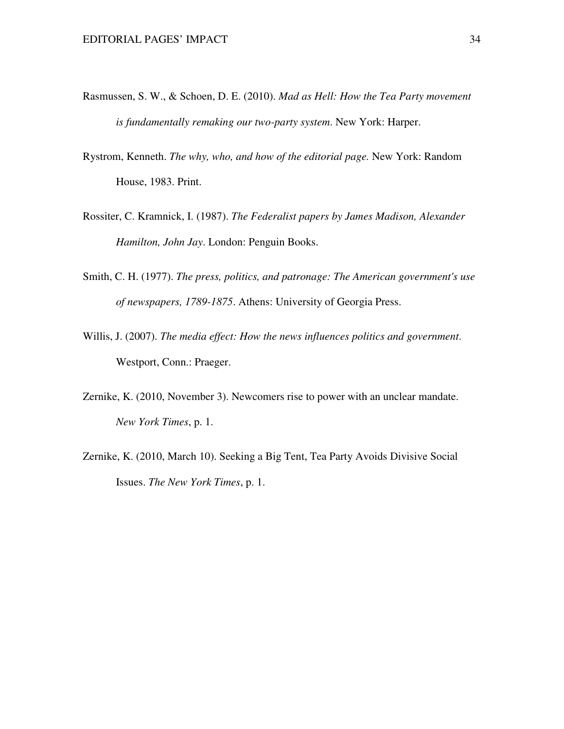Rasmussen, S. W., & Schoen, D. E. (2010). *Mad as Hell: How the Tea Party movement is fundamentally remaking our two-party system*. New York: Harper.

Rystrom, Kenneth. *The why, who, and how of the editorial page.* New York: Random House, 1983. Print.

Rossiter, C. Kramnick, I. (1987). *The Federalist papers by James Madison, Alexander Hamilton, John Jay*. London: Penguin Books.

Smith, C. H. (1977). *The press, politics, and patronage: The American government's use of newspapers, 1789-1875*. Athens: University of Georgia Press.

Willis, J. (2007). *The media effect: How the news influences politics and government*. Westport, Conn.: Praeger.

Zernike, K. (2010, November 3). Newcomers rise to power with an unclear mandate. *New York Times*, p. 1.

Zernike, K. (2010, March 10). Seeking a Big Tent, Tea Party Avoids Divisive Social Issues. *The New York Times*, p. 1.